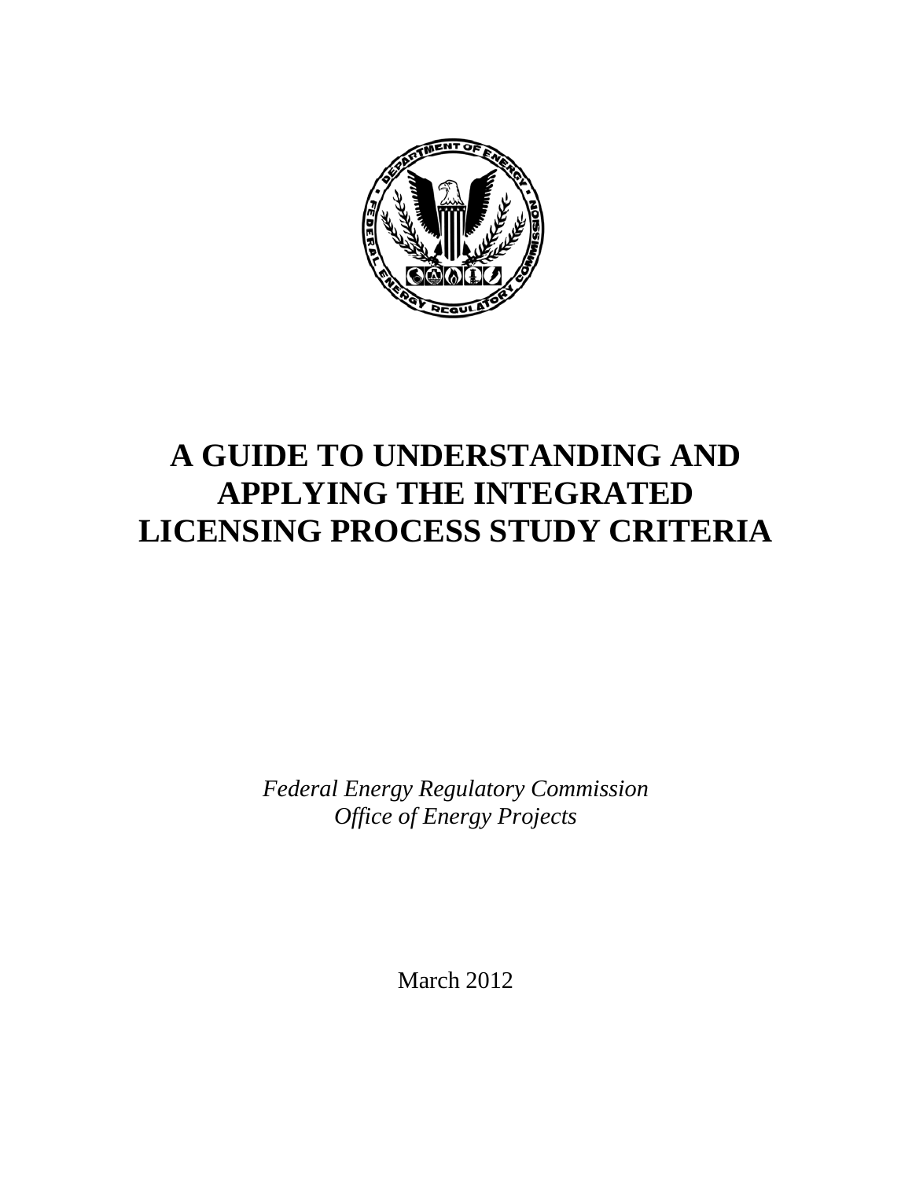# A GUIDE TO UNDERSTANDING AND APPLYING THE INTEGRATED LICENSING PROCESS STUDY CRITERIA

*Federal Energy Regulatory Commission*
*Office of Energy Projects*

March 2012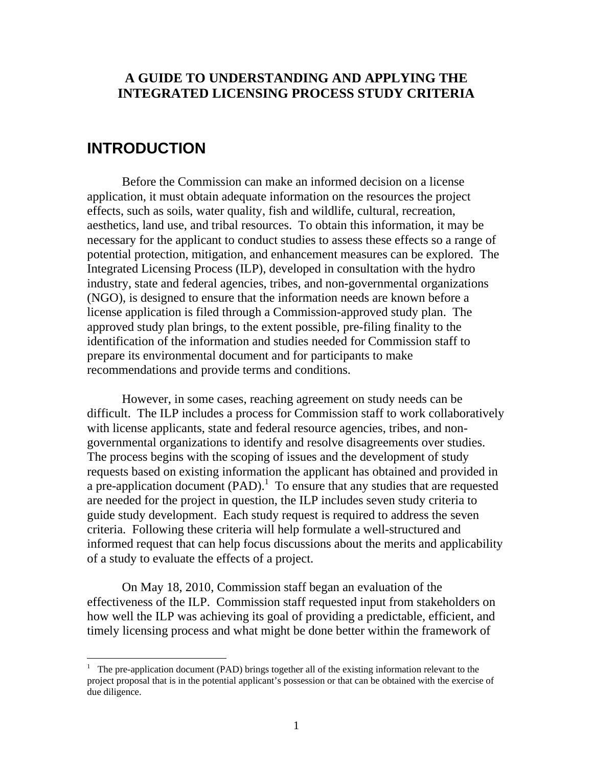**A GUIDE TO UNDERSTANDING AND APPLYING THE INTEGRATED LICENSING PROCESS STUDY CRITERIA**

# INTRODUCTION

Before the Commission can make an informed decision on a license application, it must obtain adequate information on the resources the project effects, such as soils, water quality, fish and wildlife, cultural, recreation, aesthetics, land use, and tribal resources. To obtain this information, it may be necessary for the applicant to conduct studies to assess these effects so a range of potential protection, mitigation, and enhancement measures can be explored. The Integrated Licensing Process (ILP), developed in consultation with the hydro industry, state and federal agencies, tribes, and non-governmental organizations (NGO), is designed to ensure that the information needs are known before a license application is filed through a Commission-approved study plan. The approved study plan brings, to the extent possible, pre-filing finality to the identification of the information and studies needed for Commission staff to prepare its environmental document and for participants to make recommendations and provide terms and conditions.

However, in some cases, reaching agreement on study needs can be difficult. The ILP includes a process for Commission staff to work collaboratively with license applicants, state and federal resource agencies, tribes, and non-governmental organizations to identify and resolve disagreements over studies. The process begins with the scoping of issues and the development of study requests based on existing information the applicant has obtained and provided in a pre-application document (PAD).[1] To ensure that any studies that are requested are needed for the project in question, the ILP includes seven study criteria to guide study development. Each study request is required to address the seven criteria. Following these criteria will help formulate a well-structured and informed request that can help focus discussions about the merits and applicability of a study to evaluate the effects of a project.

On May 18, 2010, Commission staff began an evaluation of the effectiveness of the ILP. Commission staff requested input from stakeholders on how well the ILP was achieving its goal of providing a predictable, efficient, and timely licensing process and what might be done better within the framework of

[1] The pre-application document (PAD) brings together all of the existing information relevant to the project proposal that is in the potential applicant's possession or that can be obtained with the exercise of due diligence.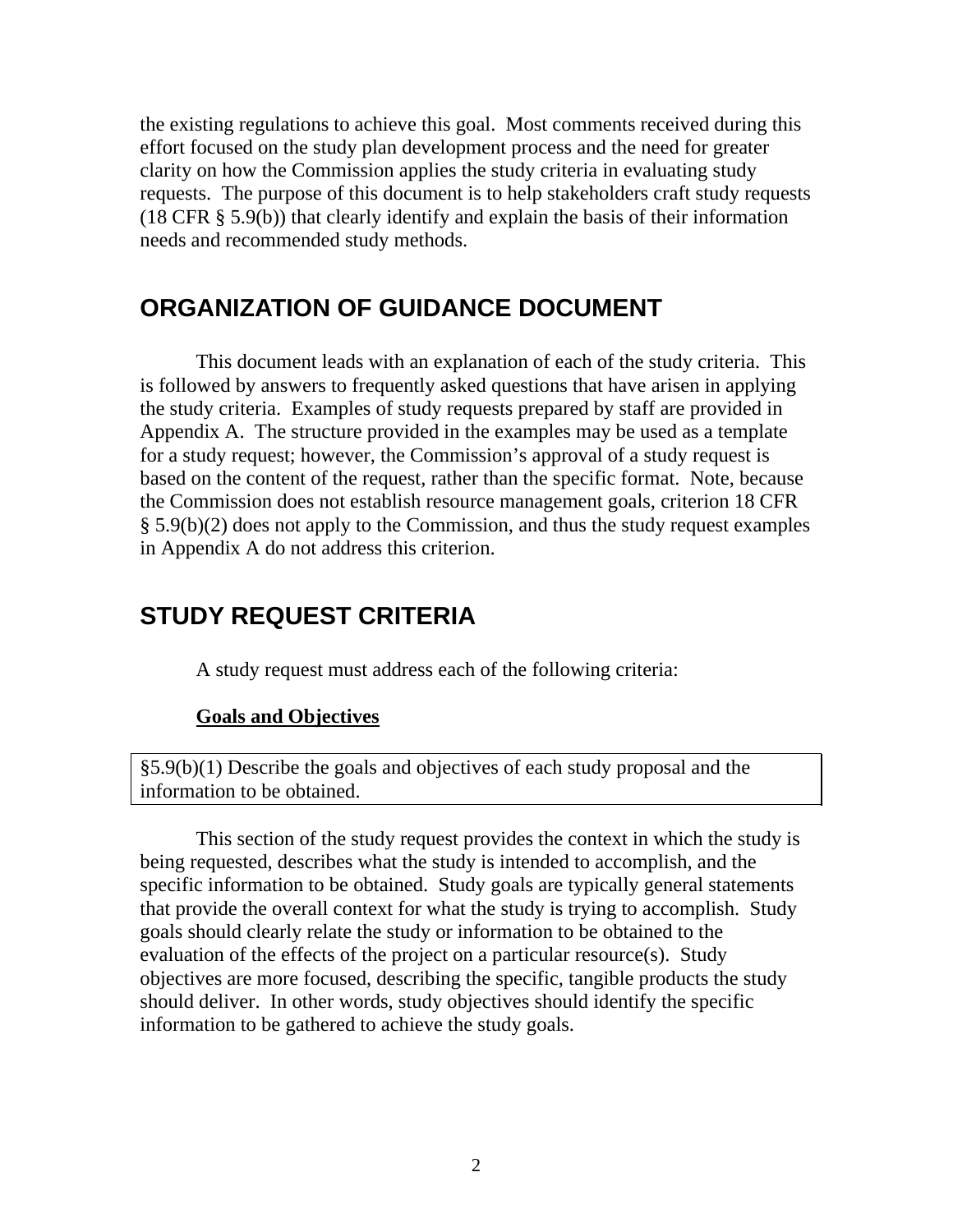the existing regulations to achieve this goal. Most comments received during this effort focused on the study plan development process and the need for greater clarity on how the Commission applies the study criteria in evaluating study requests. The purpose of this document is to help stakeholders craft study requests (18 CFR § 5.9(b)) that clearly identify and explain the basis of their information needs and recommended study methods.

## ORGANIZATION OF GUIDANCE DOCUMENT

This document leads with an explanation of each of the study criteria. This is followed by answers to frequently asked questions that have arisen in applying the study criteria. Examples of study requests prepared by staff are provided in Appendix A. The structure provided in the examples may be used as a template for a study request; however, the Commission's approval of a study request is based on the content of the request, rather than the specific format. Note, because the Commission does not establish resource management goals, criterion 18 CFR § 5.9(b)(2) does not apply to the Commission, and thus the study request examples in Appendix A do not address this criterion.

## STUDY REQUEST CRITERIA

A study request must address each of the following criteria:

### Goals and Objectives

§5.9(b)(1) Describe the goals and objectives of each study proposal and the information to be obtained.

This section of the study request provides the context in which the study is being requested, describes what the study is intended to accomplish, and the specific information to be obtained. Study goals are typically general statements that provide the overall context for what the study is trying to accomplish. Study goals should clearly relate the study or information to be obtained to the evaluation of the effects of the project on a particular resource(s). Study objectives are more focused, describing the specific, tangible products the study should deliver. In other words, study objectives should identify the specific information to be gathered to achieve the study goals.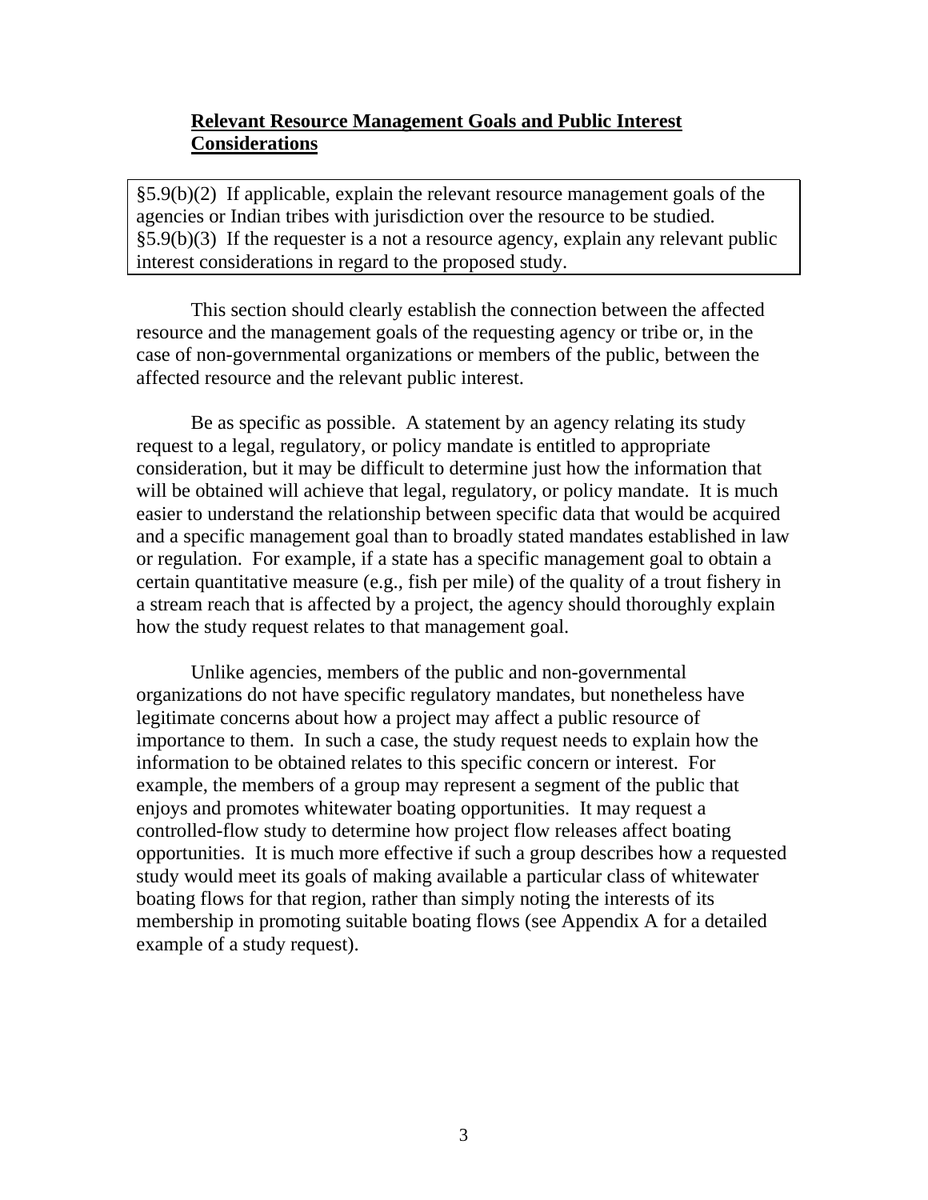## Relevant Resource Management Goals and Public Interest Considerations

> §5.9(b)(2) If applicable, explain the relevant resource management goals of the agencies or Indian tribes with jurisdiction over the resource to be studied. §5.9(b)(3) If the requester is a not a resource agency, explain any relevant public interest considerations in regard to the proposed study.

This section should clearly establish the connection between the affected resource and the management goals of the requesting agency or tribe or, in the case of non-governmental organizations or members of the public, between the affected resource and the relevant public interest.

Be as specific as possible. A statement by an agency relating its study request to a legal, regulatory, or policy mandate is entitled to appropriate consideration, but it may be difficult to determine just how the information that will be obtained will achieve that legal, regulatory, or policy mandate. It is much easier to understand the relationship between specific data that would be acquired and a specific management goal than to broadly stated mandates established in law or regulation. For example, if a state has a specific management goal to obtain a certain quantitative measure (e.g., fish per mile) of the quality of a trout fishery in a stream reach that is affected by a project, the agency should thoroughly explain how the study request relates to that management goal.

Unlike agencies, members of the public and non-governmental organizations do not have specific regulatory mandates, but nonetheless have legitimate concerns about how a project may affect a public resource of importance to them. In such a case, the study request needs to explain how the information to be obtained relates to this specific concern or interest. For example, the members of a group may represent a segment of the public that enjoys and promotes whitewater boating opportunities. It may request a controlled-flow study to determine how project flow releases affect boating opportunities. It is much more effective if such a group describes how a requested study would meet its goals of making available a particular class of whitewater boating flows for that region, rather than simply noting the interests of its membership in promoting suitable boating flows (see Appendix A for a detailed example of a study request).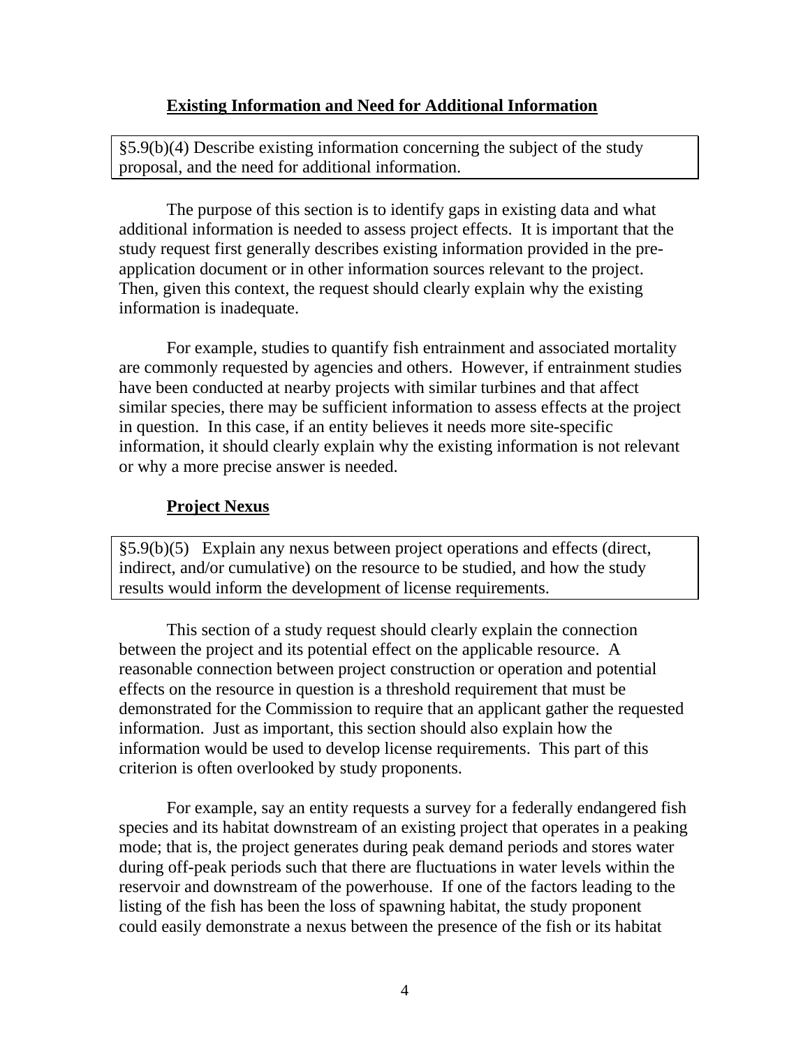## Existing Information and Need for Additional Information

> §5.9(b)(4) Describe existing information concerning the subject of the study proposal, and the need for additional information.

The purpose of this section is to identify gaps in existing data and what additional information is needed to assess project effects. It is important that the study request first generally describes existing information provided in the pre-application document or in other information sources relevant to the project. Then, given this context, the request should clearly explain why the existing information is inadequate.

For example, studies to quantify fish entrainment and associated mortality are commonly requested by agencies and others. However, if entrainment studies have been conducted at nearby projects with similar turbines and that affect similar species, there may be sufficient information to assess effects at the project in question. In this case, if an entity believes it needs more site-specific information, it should clearly explain why the existing information is not relevant or why a more precise answer is needed.

## Project Nexus

> §5.9(b)(5) Explain any nexus between project operations and effects (direct, indirect, and/or cumulative) on the resource to be studied, and how the study results would inform the development of license requirements.

This section of a study request should clearly explain the connection between the project and its potential effect on the applicable resource. A reasonable connection between project construction or operation and potential effects on the resource in question is a threshold requirement that must be demonstrated for the Commission to require that an applicant gather the requested information. Just as important, this section should also explain how the information would be used to develop license requirements. This part of this criterion is often overlooked by study proponents.

For example, say an entity requests a survey for a federally endangered fish species and its habitat downstream of an existing project that operates in a peaking mode; that is, the project generates during peak demand periods and stores water during off-peak periods such that there are fluctuations in water levels within the reservoir and downstream of the powerhouse. If one of the factors leading to the listing of the fish has been the loss of spawning habitat, the study proponent could easily demonstrate a nexus between the presence of the fish or its habitat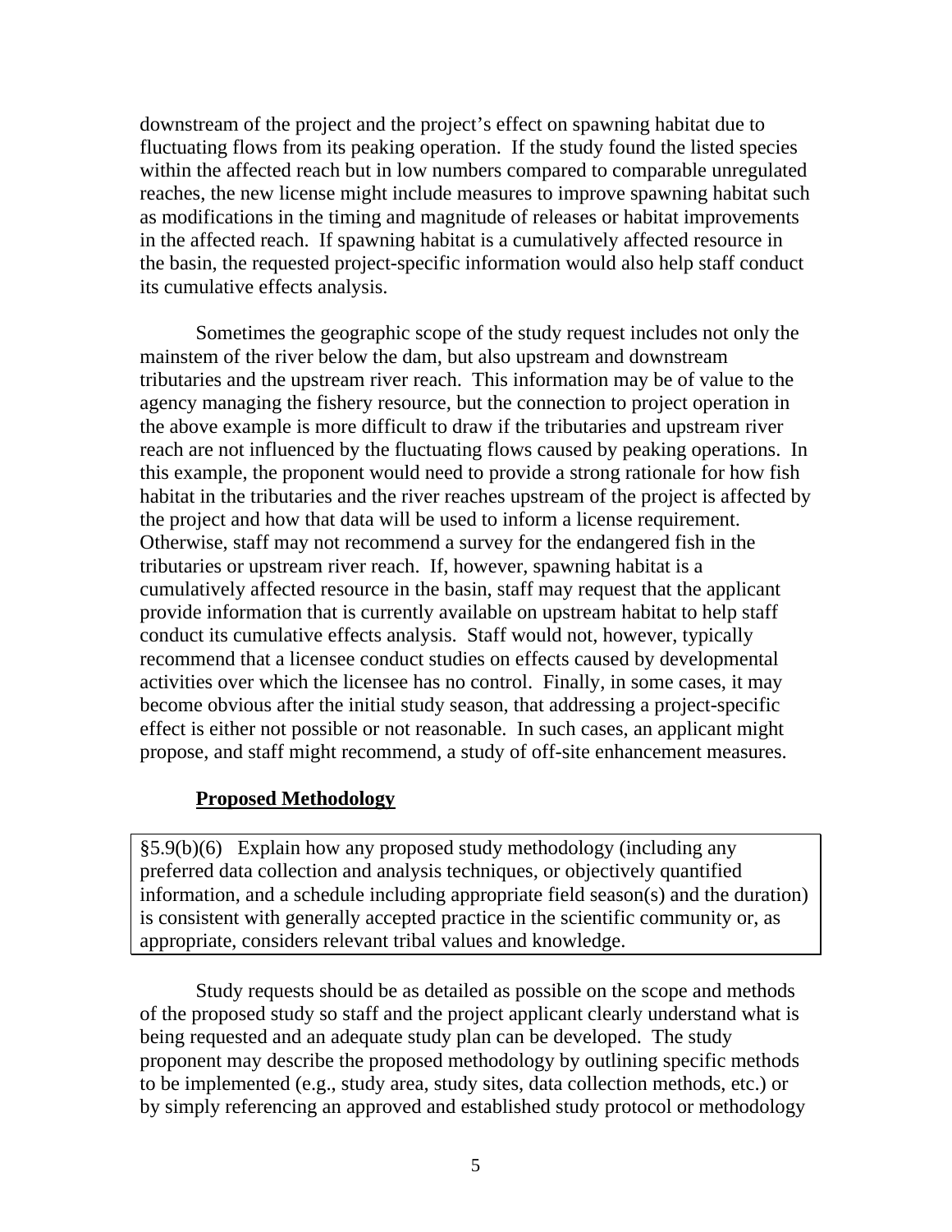downstream of the project and the project's effect on spawning habitat due to fluctuating flows from its peaking operation. If the study found the listed species within the affected reach but in low numbers compared to comparable unregulated reaches, the new license might include measures to improve spawning habitat such as modifications in the timing and magnitude of releases or habitat improvements in the affected reach. If spawning habitat is a cumulatively affected resource in the basin, the requested project-specific information would also help staff conduct its cumulative effects analysis.

Sometimes the geographic scope of the study request includes not only the mainstem of the river below the dam, but also upstream and downstream tributaries and the upstream river reach. This information may be of value to the agency managing the fishery resource, but the connection to project operation in the above example is more difficult to draw if the tributaries and upstream river reach are not influenced by the fluctuating flows caused by peaking operations. In this example, the proponent would need to provide a strong rationale for how fish habitat in the tributaries and the river reaches upstream of the project is affected by the project and how that data will be used to inform a license requirement. Otherwise, staff may not recommend a survey for the endangered fish in the tributaries or upstream river reach. If, however, spawning habitat is a cumulatively affected resource in the basin, staff may request that the applicant provide information that is currently available on upstream habitat to help staff conduct its cumulative effects analysis. Staff would not, however, typically recommend that a licensee conduct studies on effects caused by developmental activities over which the licensee has no control. Finally, in some cases, it may become obvious after the initial study season, that addressing a project-specific effect is either not possible or not reasonable. In such cases, an applicant might propose, and staff might recommend, a study of off-site enhancement measures.

## Proposed Methodology

> §5.9(b)(6) Explain how any proposed study methodology (including any preferred data collection and analysis techniques, or objectively quantified information, and a schedule including appropriate field season(s) and the duration) is consistent with generally accepted practice in the scientific community or, as appropriate, considers relevant tribal values and knowledge.

Study requests should be as detailed as possible on the scope and methods of the proposed study so staff and the project applicant clearly understand what is being requested and an adequate study plan can be developed. The study proponent may describe the proposed methodology by outlining specific methods to be implemented (e.g., study area, study sites, data collection methods, etc.) or by simply referencing an approved and established study protocol or methodology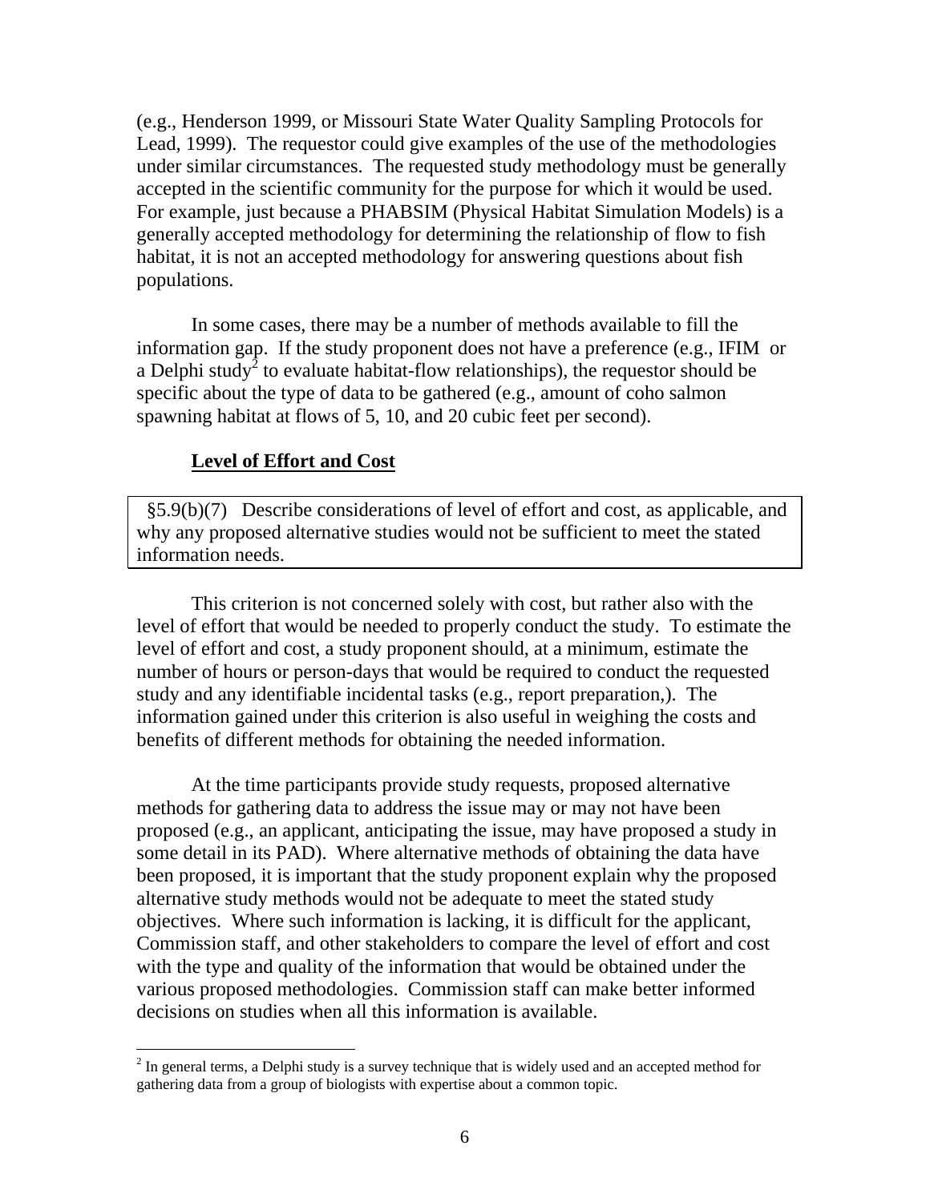(e.g., Henderson 1999, or Missouri State Water Quality Sampling Protocols for Lead, 1999). The requestor could give examples of the use of the methodologies under similar circumstances. The requested study methodology must be generally accepted in the scientific community for the purpose for which it would be used. For example, just because a PHABSIM (Physical Habitat Simulation Models) is a generally accepted methodology for determining the relationship of flow to fish habitat, it is not an accepted methodology for answering questions about fish populations.

In some cases, there may be a number of methods available to fill the information gap. If the study proponent does not have a preference (e.g., IFIM or a Delphi study[2] to evaluate habitat-flow relationships), the requestor should be specific about the type of data to be gathered (e.g., amount of coho salmon spawning habitat at flows of 5, 10, and 20 cubic feet per second).

### Level of Effort and Cost

> §5.9(b)(7) Describe considerations of level of effort and cost, as applicable, and why any proposed alternative studies would not be sufficient to meet the stated information needs.

This criterion is not concerned solely with cost, but rather also with the level of effort that would be needed to properly conduct the study. To estimate the level of effort and cost, a study proponent should, at a minimum, estimate the number of hours or person-days that would be required to conduct the requested study and any identifiable incidental tasks (e.g., report preparation,). The information gained under this criterion is also useful in weighing the costs and benefits of different methods for obtaining the needed information.

At the time participants provide study requests, proposed alternative methods for gathering data to address the issue may or may not have been proposed (e.g., an applicant, anticipating the issue, may have proposed a study in some detail in its PAD). Where alternative methods of obtaining the data have been proposed, it is important that the study proponent explain why the proposed alternative study methods would not be adequate to meet the stated study objectives. Where such information is lacking, it is difficult for the applicant, Commission staff, and other stakeholders to compare the level of effort and cost with the type and quality of the information that would be obtained under the various proposed methodologies. Commission staff can make better informed decisions on studies when all this information is available.

---

[2] In general terms, a Delphi study is a survey technique that is widely used and an accepted method for gathering data from a group of biologists with expertise about a common topic.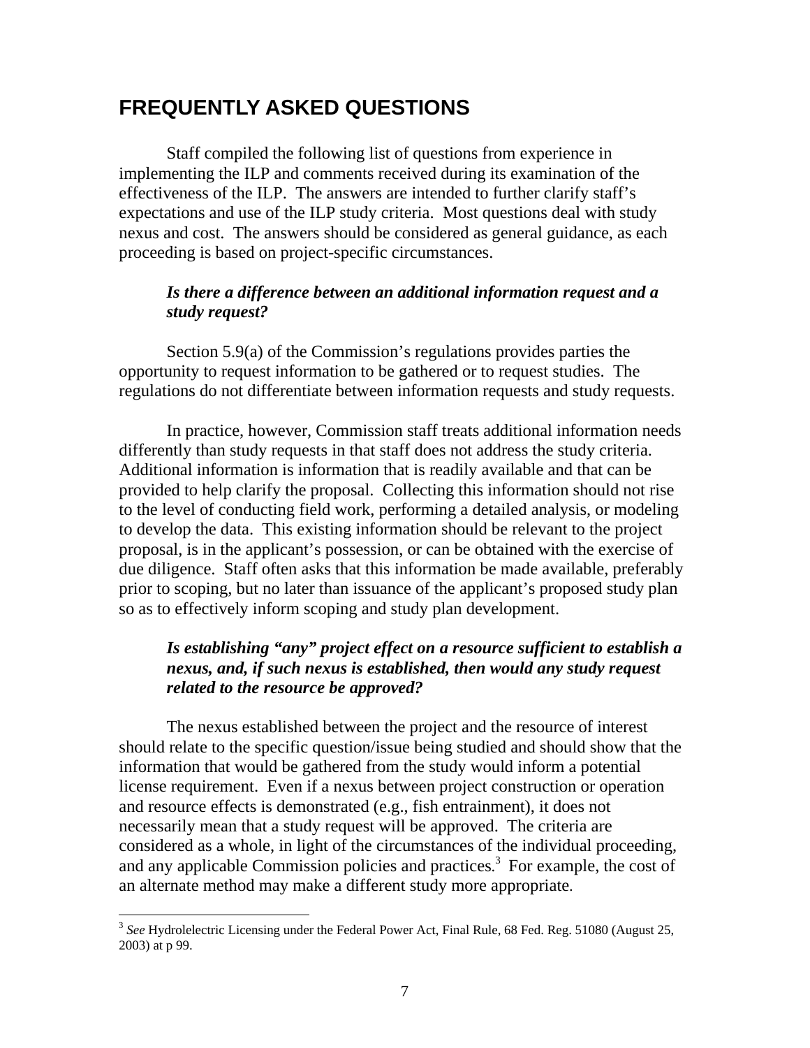# FREQUENTLY ASKED QUESTIONS

Staff compiled the following list of questions from experience in implementing the ILP and comments received during its examination of the effectiveness of the ILP. The answers are intended to further clarify staff's expectations and use of the ILP study criteria. Most questions deal with study nexus and cost. The answers should be considered as general guidance, as each proceeding is based on project-specific circumstances.

***Is there a difference between an additional information request and a study request?***

Section 5.9(a) of the Commission's regulations provides parties the opportunity to request information to be gathered or to request studies. The regulations do not differentiate between information requests and study requests.

In practice, however, Commission staff treats additional information needs differently than study requests in that staff does not address the study criteria. Additional information is information that is readily available and that can be provided to help clarify the proposal. Collecting this information should not rise to the level of conducting field work, performing a detailed analysis, or modeling to develop the data. This existing information should be relevant to the project proposal, is in the applicant's possession, or can be obtained with the exercise of due diligence. Staff often asks that this information be made available, preferably prior to scoping, but no later than issuance of the applicant's proposed study plan so as to effectively inform scoping and study plan development.

***Is establishing "any" project effect on a resource sufficient to establish a nexus, and, if such nexus is established, then would any study request related to the resource be approved?***

The nexus established between the project and the resource of interest should relate to the specific question/issue being studied and should show that the information that would be gathered from the study would inform a potential license requirement. Even if a nexus between project construction or operation and resource effects is demonstrated (e.g., fish entrainment), it does not necessarily mean that a study request will be approved. The criteria are considered as a whole, in light of the circumstances of the individual proceeding, and any applicable Commission policies and practices.[3] For example, the cost of an alternate method may make a different study more appropriate.

---

[3] *See* Hydrolelectric Licensing under the Federal Power Act, Final Rule, 68 Fed. Reg. 51080 (August 25, 2003) at p 99.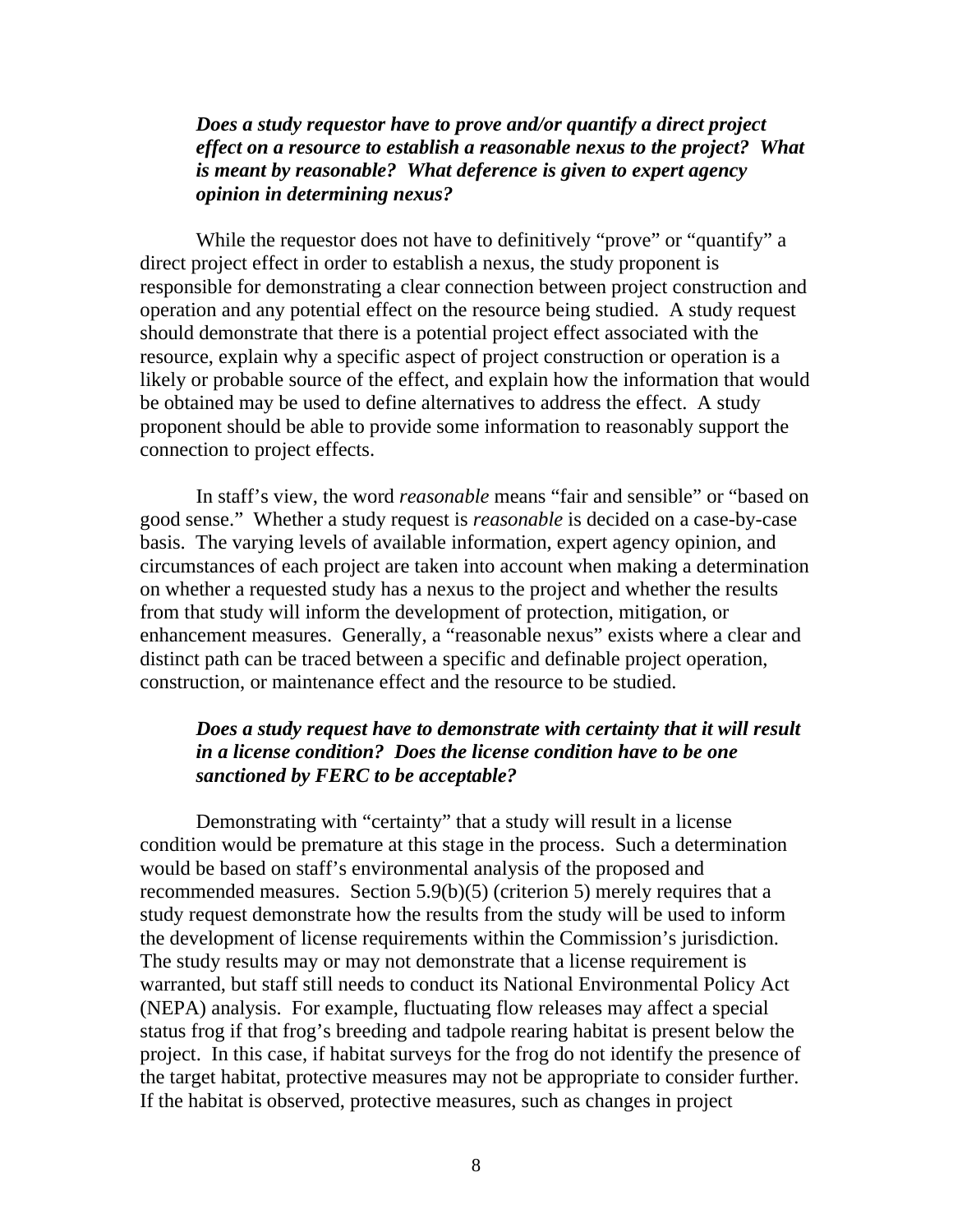***Does a study requestor have to prove and/or quantify a direct project effect on a resource to establish a reasonable nexus to the project? What is meant by reasonable? What deference is given to expert agency opinion in determining nexus?***

While the requestor does not have to definitively "prove" or "quantify" a direct project effect in order to establish a nexus, the study proponent is responsible for demonstrating a clear connection between project construction and operation and any potential effect on the resource being studied. A study request should demonstrate that there is a potential project effect associated with the resource, explain why a specific aspect of project construction or operation is a likely or probable source of the effect, and explain how the information that would be obtained may be used to define alternatives to address the effect. A study proponent should be able to provide some information to reasonably support the connection to project effects.

In staff's view, the word *reasonable* means "fair and sensible" or "based on good sense." Whether a study request is *reasonable* is decided on a case-by-case basis. The varying levels of available information, expert agency opinion, and circumstances of each project are taken into account when making a determination on whether a requested study has a nexus to the project and whether the results from that study will inform the development of protection, mitigation, or enhancement measures. Generally, a "reasonable nexus" exists where a clear and distinct path can be traced between a specific and definable project operation, construction, or maintenance effect and the resource to be studied.

***Does a study request have to demonstrate with certainty that it will result in a license condition? Does the license condition have to be one sanctioned by FERC to be acceptable?***

Demonstrating with "certainty" that a study will result in a license condition would be premature at this stage in the process. Such a determination would be based on staff's environmental analysis of the proposed and recommended measures. Section 5.9(b)(5) (criterion 5) merely requires that a study request demonstrate how the results from the study will be used to inform the development of license requirements within the Commission's jurisdiction. The study results may or may not demonstrate that a license requirement is warranted, but staff still needs to conduct its National Environmental Policy Act (NEPA) analysis. For example, fluctuating flow releases may affect a special status frog if that frog's breeding and tadpole rearing habitat is present below the project. In this case, if habitat surveys for the frog do not identify the presence of the target habitat, protective measures may not be appropriate to consider further. If the habitat is observed, protective measures, such as changes in project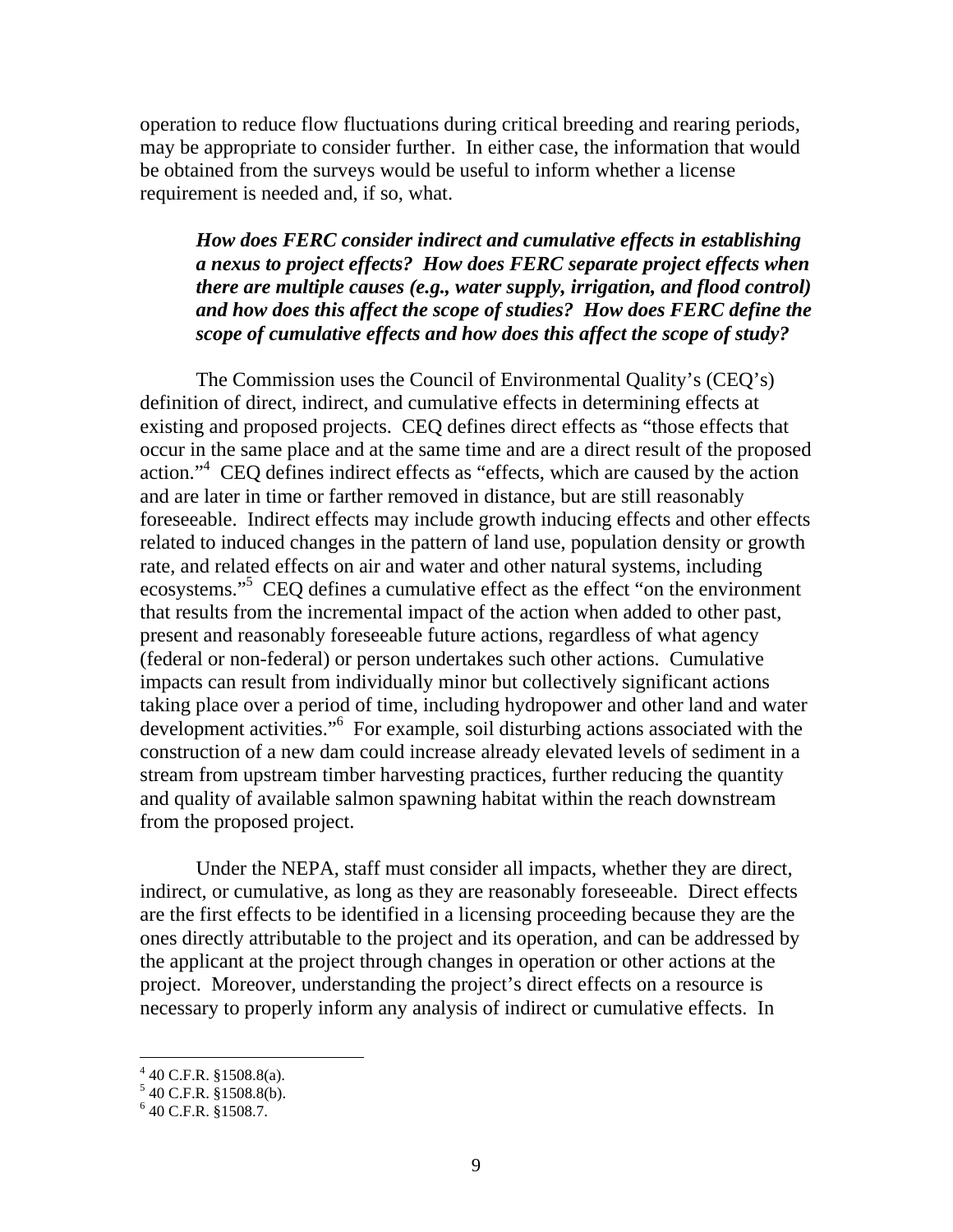operation to reduce flow fluctuations during critical breeding and rearing periods, may be appropriate to consider further. In either case, the information that would be obtained from the surveys would be useful to inform whether a license requirement is needed and, if so, what.

***How does FERC consider indirect and cumulative effects in establishing a nexus to project effects? How does FERC separate project effects when there are multiple causes (e.g., water supply, irrigation, and flood control) and how does this affect the scope of studies? How does FERC define the scope of cumulative effects and how does this affect the scope of study?***

The Commission uses the Council of Environmental Quality's (CEQ's) definition of direct, indirect, and cumulative effects in determining effects at existing and proposed projects. CEQ defines direct effects as "those effects that occur in the same place and at the same time and are a direct result of the proposed action."[4] CEQ defines indirect effects as "effects, which are caused by the action and are later in time or farther removed in distance, but are still reasonably foreseeable. Indirect effects may include growth inducing effects and other effects related to induced changes in the pattern of land use, population density or growth rate, and related effects on air and water and other natural systems, including ecosystems."[5] CEQ defines a cumulative effect as the effect "on the environment that results from the incremental impact of the action when added to other past, present and reasonably foreseeable future actions, regardless of what agency (federal or non-federal) or person undertakes such other actions. Cumulative impacts can result from individually minor but collectively significant actions taking place over a period of time, including hydropower and other land and water development activities."[6] For example, soil disturbing actions associated with the construction of a new dam could increase already elevated levels of sediment in a stream from upstream timber harvesting practices, further reducing the quantity and quality of available salmon spawning habitat within the reach downstream from the proposed project.

Under the NEPA, staff must consider all impacts, whether they are direct, indirect, or cumulative, as long as they are reasonably foreseeable. Direct effects are the first effects to be identified in a licensing proceeding because they are the ones directly attributable to the project and its operation, and can be addressed by the applicant at the project through changes in operation or other actions at the project. Moreover, understanding the project's direct effects on a resource is necessary to properly inform any analysis of indirect or cumulative effects. In

[4] 40 C.F.R. §1508.8(a).
[5] 40 C.F.R. §1508.8(b).
[6] 40 C.F.R. §1508.7.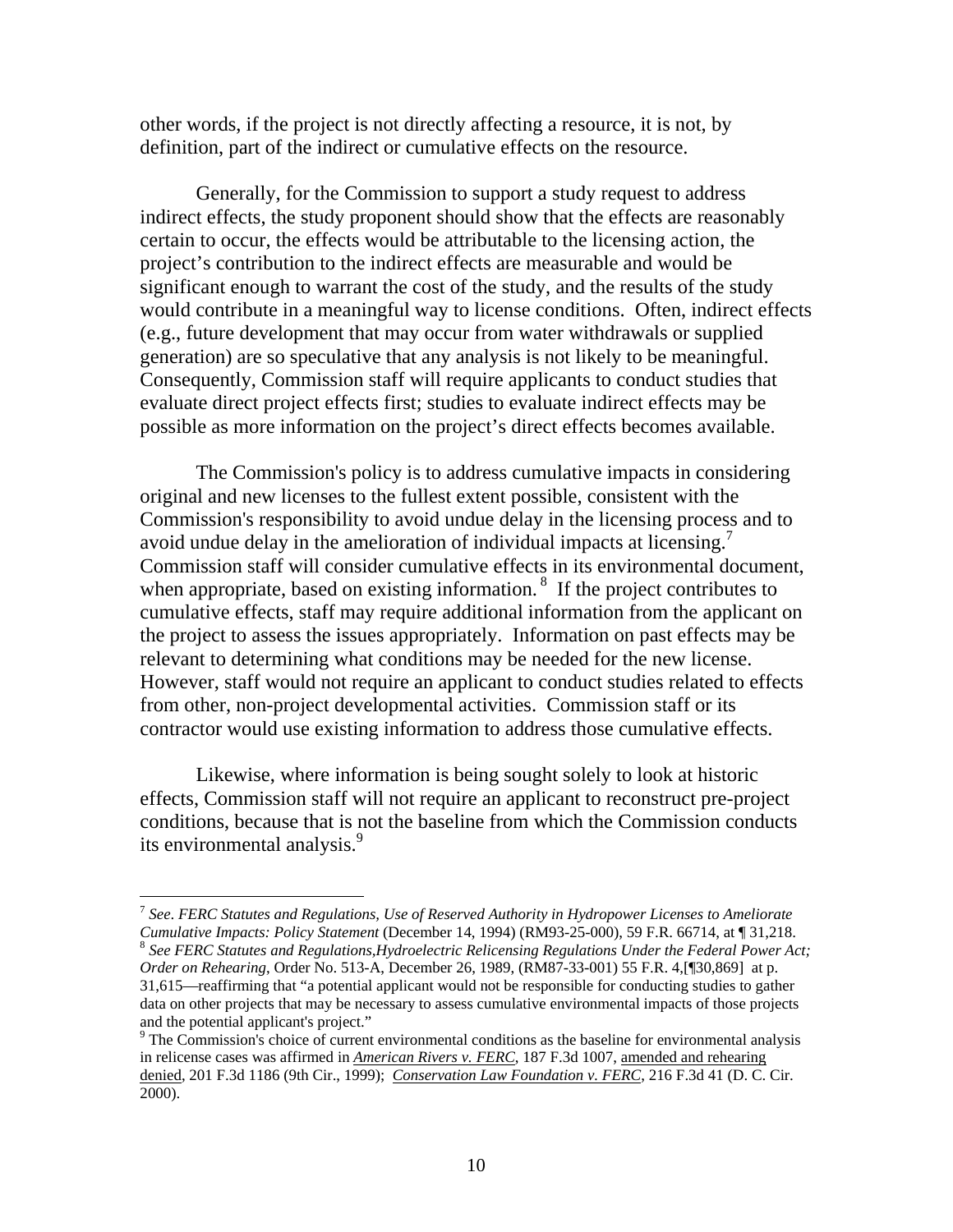other words, if the project is not directly affecting a resource, it is not, by definition, part of the indirect or cumulative effects on the resource.

Generally, for the Commission to support a study request to address indirect effects, the study proponent should show that the effects are reasonably certain to occur, the effects would be attributable to the licensing action, the project's contribution to the indirect effects are measurable and would be significant enough to warrant the cost of the study, and the results of the study would contribute in a meaningful way to license conditions. Often, indirect effects (e.g., future development that may occur from water withdrawals or supplied generation) are so speculative that any analysis is not likely to be meaningful. Consequently, Commission staff will require applicants to conduct studies that evaluate direct project effects first; studies to evaluate indirect effects may be possible as more information on the project's direct effects becomes available.

The Commission's policy is to address cumulative impacts in considering original and new licenses to the fullest extent possible, consistent with the Commission's responsibility to avoid undue delay in the licensing process and to avoid undue delay in the amelioration of individual impacts at licensing.[7] Commission staff will consider cumulative effects in its environmental document, when appropriate, based on existing information.[8] If the project contributes to cumulative effects, staff may require additional information from the applicant on the project to assess the issues appropriately. Information on past effects may be relevant to determining what conditions may be needed for the new license. However, staff would not require an applicant to conduct studies related to effects from other, non-project developmental activities. Commission staff or its contractor would use existing information to address those cumulative effects.

Likewise, where information is being sought solely to look at historic effects, Commission staff will not require an applicant to reconstruct pre-project conditions, because that is not the baseline from which the Commission conducts its environmental analysis.[9]

---

[7] *See*. *FERC Statutes and Regulations, Use of Reserved Authority in Hydropower Licenses to Ameliorate Cumulative Impacts: Policy Statement* (December 14, 1994) (RM93-25-000), 59 F.R. 66714, at ¶ 31,218.

[8] *See FERC Statutes and Regulations,Hydroelectric Relicensing Regulations Under the Federal Power Act; Order on Rehearing*, Order No. 513-A, December 26, 1989, (RM87-33-001) 55 F.R. 4,[¶30,869] at p. 31,615—reaffirming that "a potential applicant would not be responsible for conducting studies to gather data on other projects that may be necessary to assess cumulative environmental impacts of those projects and the potential applicant's project."

[9] The Commission's choice of current environmental conditions as the baseline for environmental analysis in relicense cases was affirmed in ***American Rivers v. FERC***, 187 F.3d 1007, amended and rehearing denied, 201 F.3d 1186 (9th Cir., 1999); *Conservation Law Foundation v. FERC*, 216 F.3d 41 (D. C. Cir. 2000).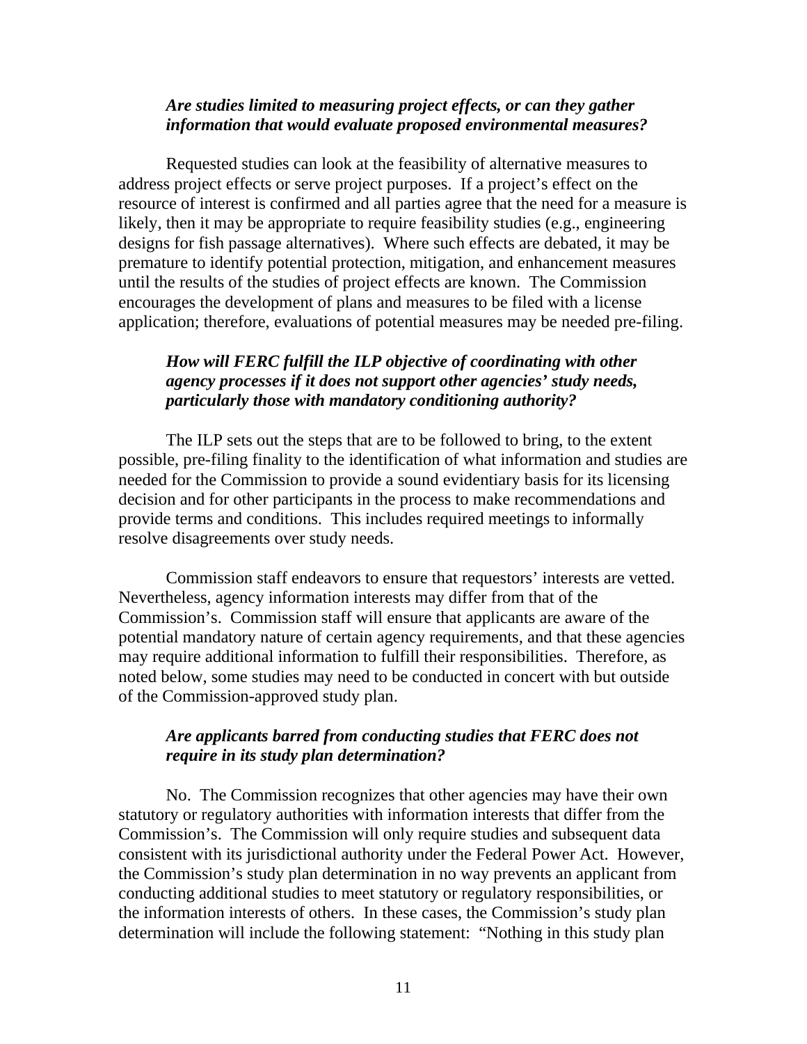***Are studies limited to measuring project effects, or can they gather information that would evaluate proposed environmental measures?***

Requested studies can look at the feasibility of alternative measures to address project effects or serve project purposes. If a project's effect on the resource of interest is confirmed and all parties agree that the need for a measure is likely, then it may be appropriate to require feasibility studies (e.g., engineering designs for fish passage alternatives). Where such effects are debated, it may be premature to identify potential protection, mitigation, and enhancement measures until the results of the studies of project effects are known. The Commission encourages the development of plans and measures to be filed with a license application; therefore, evaluations of potential measures may be needed pre-filing.

***How will FERC fulfill the ILP objective of coordinating with other agency processes if it does not support other agencies' study needs, particularly those with mandatory conditioning authority?***

The ILP sets out the steps that are to be followed to bring, to the extent possible, pre-filing finality to the identification of what information and studies are needed for the Commission to provide a sound evidentiary basis for its licensing decision and for other participants in the process to make recommendations and provide terms and conditions. This includes required meetings to informally resolve disagreements over study needs.

Commission staff endeavors to ensure that requestors' interests are vetted. Nevertheless, agency information interests may differ from that of the Commission's. Commission staff will ensure that applicants are aware of the potential mandatory nature of certain agency requirements, and that these agencies may require additional information to fulfill their responsibilities. Therefore, as noted below, some studies may need to be conducted in concert with but outside of the Commission-approved study plan.

***Are applicants barred from conducting studies that FERC does not require in its study plan determination?***

No. The Commission recognizes that other agencies may have their own statutory or regulatory authorities with information interests that differ from the Commission's. The Commission will only require studies and subsequent data consistent with its jurisdictional authority under the Federal Power Act. However, the Commission's study plan determination in no way prevents an applicant from conducting additional studies to meet statutory or regulatory responsibilities, or the information interests of others. In these cases, the Commission's study plan determination will include the following statement: "Nothing in this study plan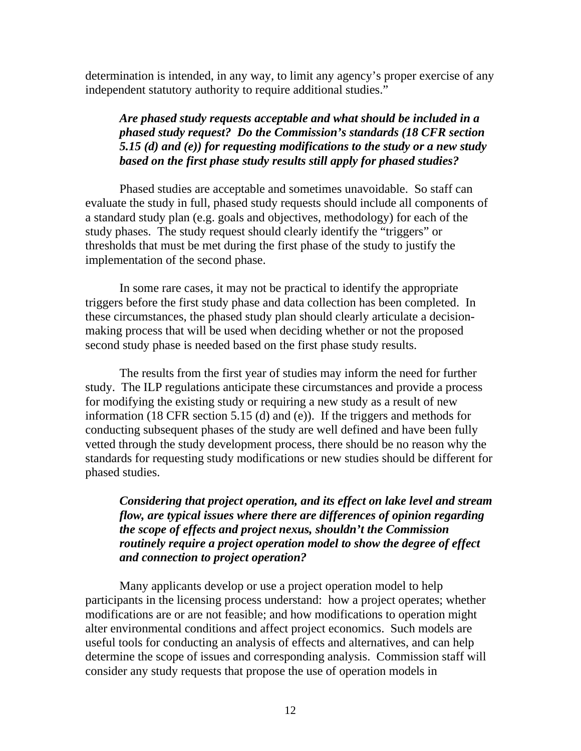determination is intended, in any way, to limit any agency's proper exercise of any independent statutory authority to require additional studies."

***Are phased study requests acceptable and what should be included in a phased study request? Do the Commission's standards (18 CFR section 5.15 (d) and (e)) for requesting modifications to the study or a new study based on the first phase study results still apply for phased studies?***

Phased studies are acceptable and sometimes unavoidable. So staff can evaluate the study in full, phased study requests should include all components of a standard study plan (e.g. goals and objectives, methodology) for each of the study phases. The study request should clearly identify the "triggers" or thresholds that must be met during the first phase of the study to justify the implementation of the second phase.

In some rare cases, it may not be practical to identify the appropriate triggers before the first study phase and data collection has been completed. In these circumstances, the phased study plan should clearly articulate a decision-making process that will be used when deciding whether or not the proposed second study phase is needed based on the first phase study results.

The results from the first year of studies may inform the need for further study. The ILP regulations anticipate these circumstances and provide a process for modifying the existing study or requiring a new study as a result of new information (18 CFR section 5.15 (d) and (e)). If the triggers and methods for conducting subsequent phases of the study are well defined and have been fully vetted through the study development process, there should be no reason why the standards for requesting study modifications or new studies should be different for phased studies.

***Considering that project operation, and its effect on lake level and stream flow, are typical issues where there are differences of opinion regarding the scope of effects and project nexus, shouldn't the Commission routinely require a project operation model to show the degree of effect and connection to project operation?***

Many applicants develop or use a project operation model to help participants in the licensing process understand: how a project operates; whether modifications are or are not feasible; and how modifications to operation might alter environmental conditions and affect project economics. Such models are useful tools for conducting an analysis of effects and alternatives, and can help determine the scope of issues and corresponding analysis. Commission staff will consider any study requests that propose the use of operation models in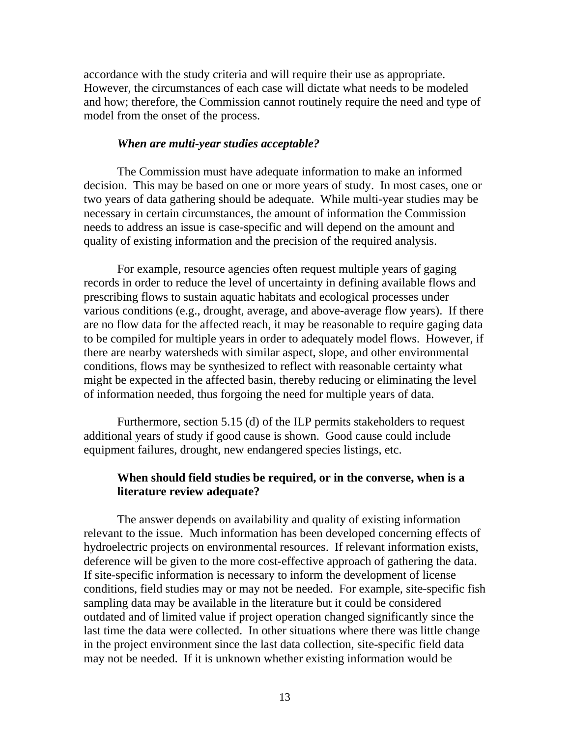accordance with the study criteria and will require their use as appropriate. However, the circumstances of each case will dictate what needs to be modeled and how; therefore, the Commission cannot routinely require the need and type of model from the onset of the process.

***When are multi-year studies acceptable?***

The Commission must have adequate information to make an informed decision. This may be based on one or more years of study. In most cases, one or two years of data gathering should be adequate. While multi-year studies may be necessary in certain circumstances, the amount of information the Commission needs to address an issue is case-specific and will depend on the amount and quality of existing information and the precision of the required analysis.

For example, resource agencies often request multiple years of gaging records in order to reduce the level of uncertainty in defining available flows and prescribing flows to sustain aquatic habitats and ecological processes under various conditions (e.g., drought, average, and above-average flow years). If there are no flow data for the affected reach, it may be reasonable to require gaging data to be compiled for multiple years in order to adequately model flows. However, if there are nearby watersheds with similar aspect, slope, and other environmental conditions, flows may be synthesized to reflect with reasonable certainty what might be expected in the affected basin, thereby reducing or eliminating the level of information needed, thus forgoing the need for multiple years of data.

Furthermore, section 5.15 (d) of the ILP permits stakeholders to request additional years of study if good cause is shown. Good cause could include equipment failures, drought, new endangered species listings, etc.

**When should field studies be required, or in the converse, when is a literature review adequate?**

The answer depends on availability and quality of existing information relevant to the issue. Much information has been developed concerning effects of hydroelectric projects on environmental resources. If relevant information exists, deference will be given to the more cost-effective approach of gathering the data. If site-specific information is necessary to inform the development of license conditions, field studies may or may not be needed. For example, site-specific fish sampling data may be available in the literature but it could be considered outdated and of limited value if project operation changed significantly since the last time the data were collected. In other situations where there was little change in the project environment since the last data collection, site-specific field data may not be needed. If it is unknown whether existing information would be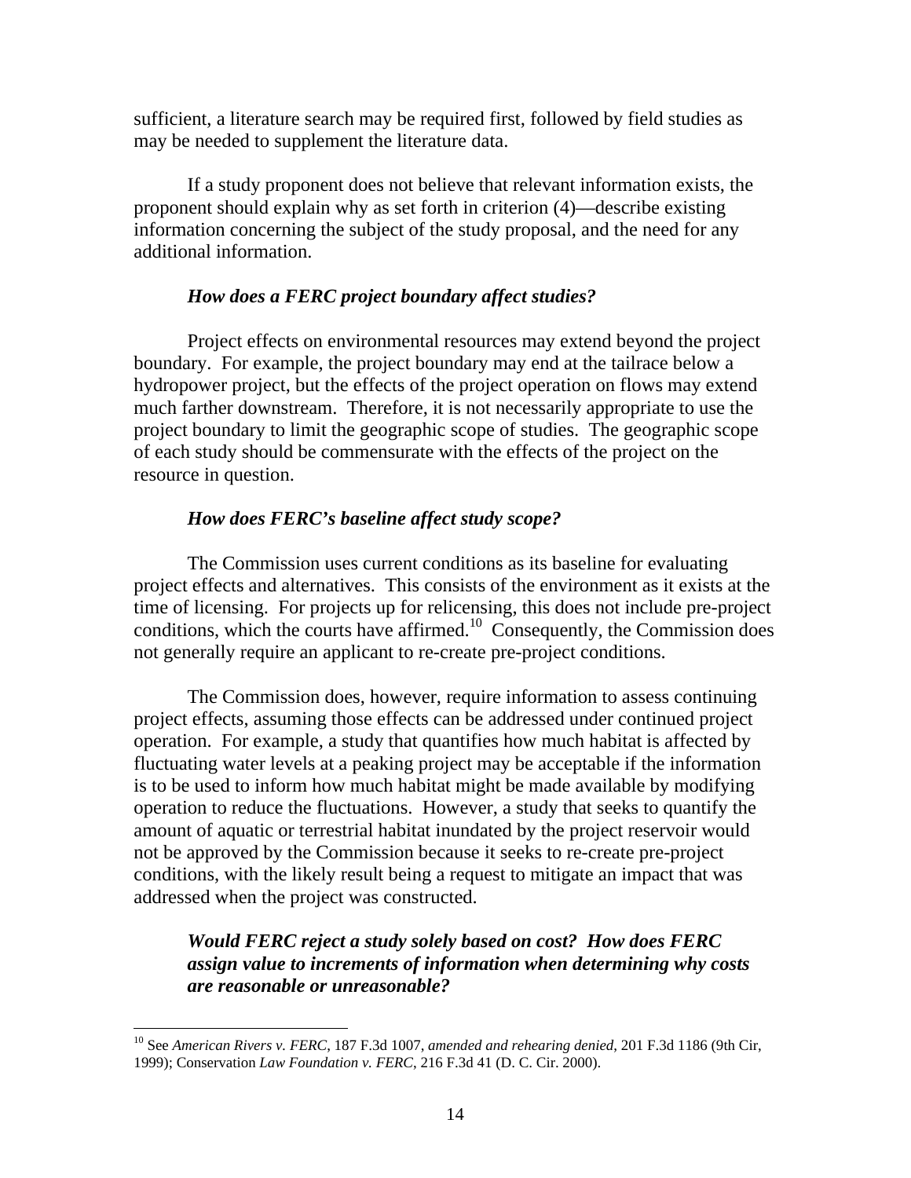sufficient, a literature search may be required first, followed by field studies as may be needed to supplement the literature data.

If a study proponent does not believe that relevant information exists, the proponent should explain why as set forth in criterion (4)—describe existing information concerning the subject of the study proposal, and the need for any additional information.

***How does a FERC project boundary affect studies?***

Project effects on environmental resources may extend beyond the project boundary. For example, the project boundary may end at the tailrace below a hydropower project, but the effects of the project operation on flows may extend much farther downstream. Therefore, it is not necessarily appropriate to use the project boundary to limit the geographic scope of studies. The geographic scope of each study should be commensurate with the effects of the project on the resource in question.

***How does FERC's baseline affect study scope?***

The Commission uses current conditions as its baseline for evaluating project effects and alternatives. This consists of the environment as it exists at the time of licensing. For projects up for relicensing, this does not include pre-project conditions, which the courts have affirmed.[10] Consequently, the Commission does not generally require an applicant to re-create pre-project conditions.

The Commission does, however, require information to assess continuing project effects, assuming those effects can be addressed under continued project operation. For example, a study that quantifies how much habitat is affected by fluctuating water levels at a peaking project may be acceptable if the information is to be used to inform how much habitat might be made available by modifying operation to reduce the fluctuations. However, a study that seeks to quantify the amount of aquatic or terrestrial habitat inundated by the project reservoir would not be approved by the Commission because it seeks to re-create pre-project conditions, with the likely result being a request to mitigate an impact that was addressed when the project was constructed.

***Would FERC reject a study solely based on cost? How does FERC assign value to increments of information when determining why costs are reasonable or unreasonable?***

---

[10] See *American Rivers v. FERC*, 187 F.3d 1007, *amended and rehearing denied*, 201 F.3d 1186 (9th Cir, 1999); Conservation *Law Foundation v. FERC*, 216 F.3d 41 (D. C. Cir. 2000).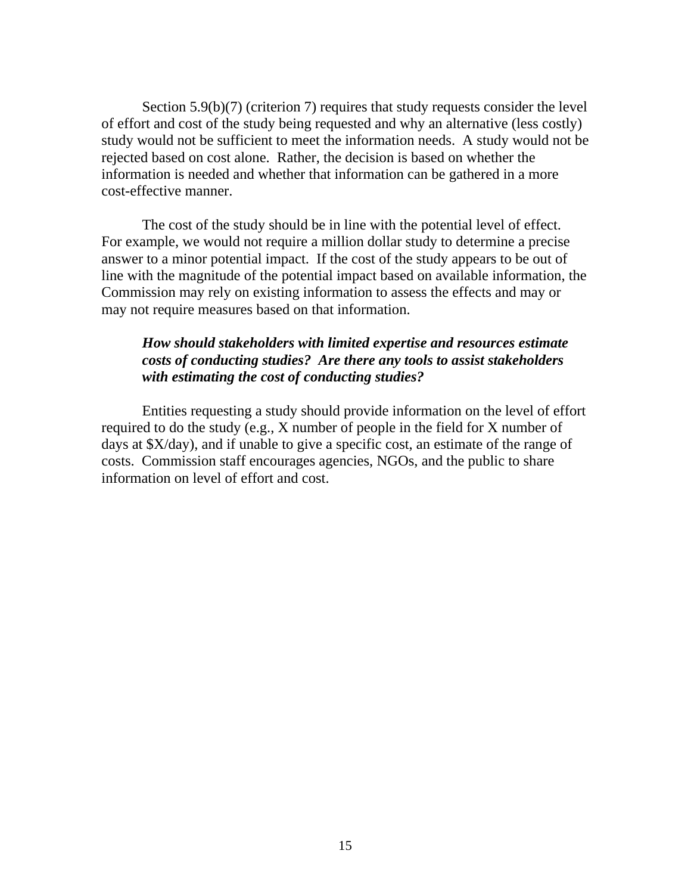Section 5.9(b)(7) (criterion 7) requires that study requests consider the level of effort and cost of the study being requested and why an alternative (less costly) study would not be sufficient to meet the information needs. A study would not be rejected based on cost alone. Rather, the decision is based on whether the information is needed and whether that information can be gathered in a more cost-effective manner.

The cost of the study should be in line with the potential level of effect. For example, we would not require a million dollar study to determine a precise answer to a minor potential impact. If the cost of the study appears to be out of line with the magnitude of the potential impact based on available information, the Commission may rely on existing information to assess the effects and may or may not require measures based on that information.

***How should stakeholders with limited expertise and resources estimate costs of conducting studies? Are there any tools to assist stakeholders with estimating the cost of conducting studies?***

Entities requesting a study should provide information on the level of effort required to do the study (e.g., X number of people in the field for X number of days at $X/day), and if unable to give a specific cost, an estimate of the range of costs. Commission staff encourages agencies, NGOs, and the public to share information on level of effort and cost.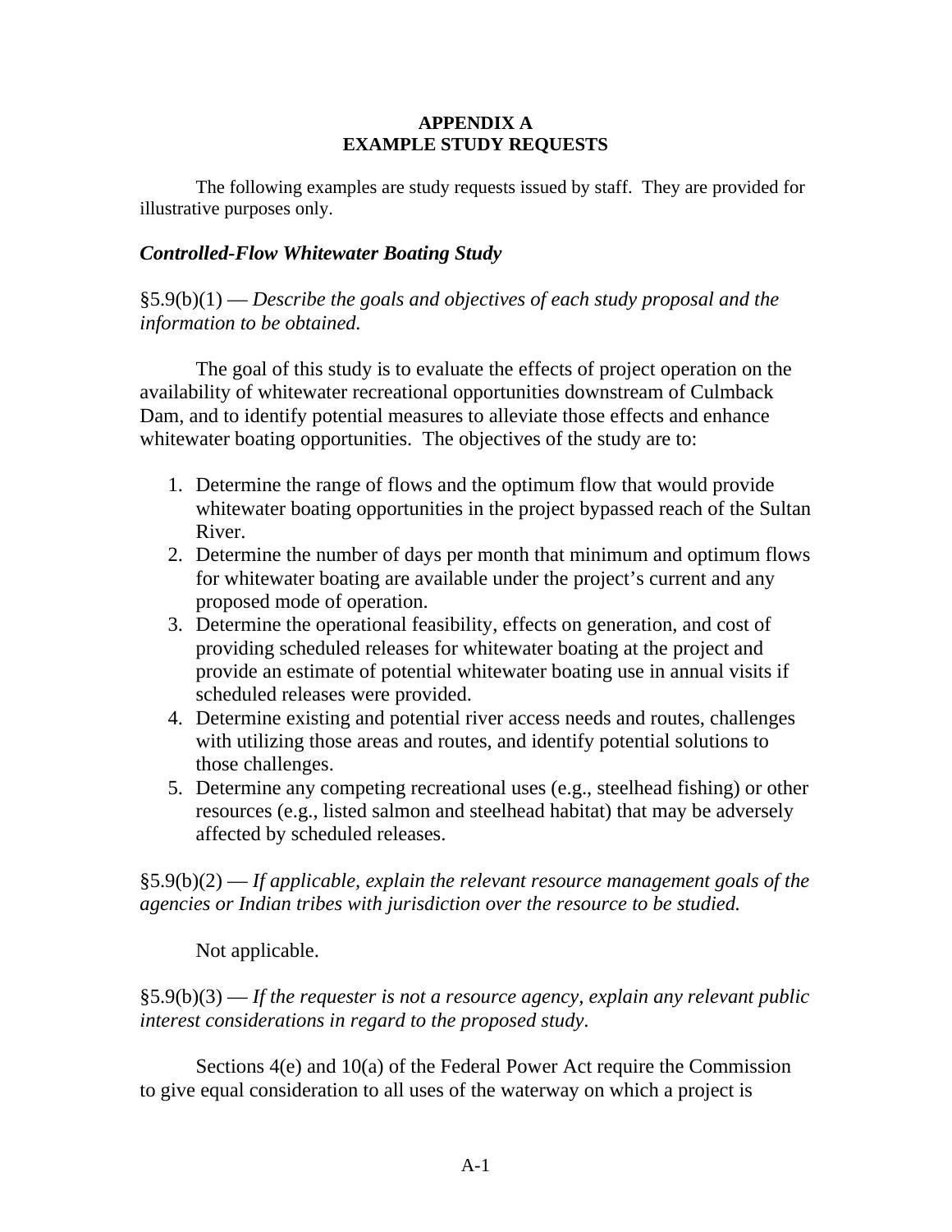# APPENDIX A
# EXAMPLE STUDY REQUESTS

The following examples are study requests issued by staff. They are provided for illustrative purposes only.

### *Controlled-Flow Whitewater Boating Study*

§5.9(b)(1) — *Describe the goals and objectives of each study proposal and the information to be obtained.*

The goal of this study is to evaluate the effects of project operation on the availability of whitewater recreational opportunities downstream of Culmback Dam, and to identify potential measures to alleviate those effects and enhance whitewater boating opportunities. The objectives of the study are to:

1. Determine the range of flows and the optimum flow that would provide whitewater boating opportunities in the project bypassed reach of the Sultan River.
2. Determine the number of days per month that minimum and optimum flows for whitewater boating are available under the project's current and any proposed mode of operation.
3. Determine the operational feasibility, effects on generation, and cost of providing scheduled releases for whitewater boating at the project and provide an estimate of potential whitewater boating use in annual visits if scheduled releases were provided.
4. Determine existing and potential river access needs and routes, challenges with utilizing those areas and routes, and identify potential solutions to those challenges.
5. Determine any competing recreational uses (e.g., steelhead fishing) or other resources (e.g., listed salmon and steelhead habitat) that may be adversely affected by scheduled releases.

§5.9(b)(2) — *If applicable, explain the relevant resource management goals of the agencies or Indian tribes with jurisdiction over the resource to be studied.*

Not applicable.

§5.9(b)(3) — *If the requester is not a resource agency, explain any relevant public interest considerations in regard to the proposed study.*

Sections 4(e) and 10(a) of the Federal Power Act require the Commission to give equal consideration to all uses of the waterway on which a project is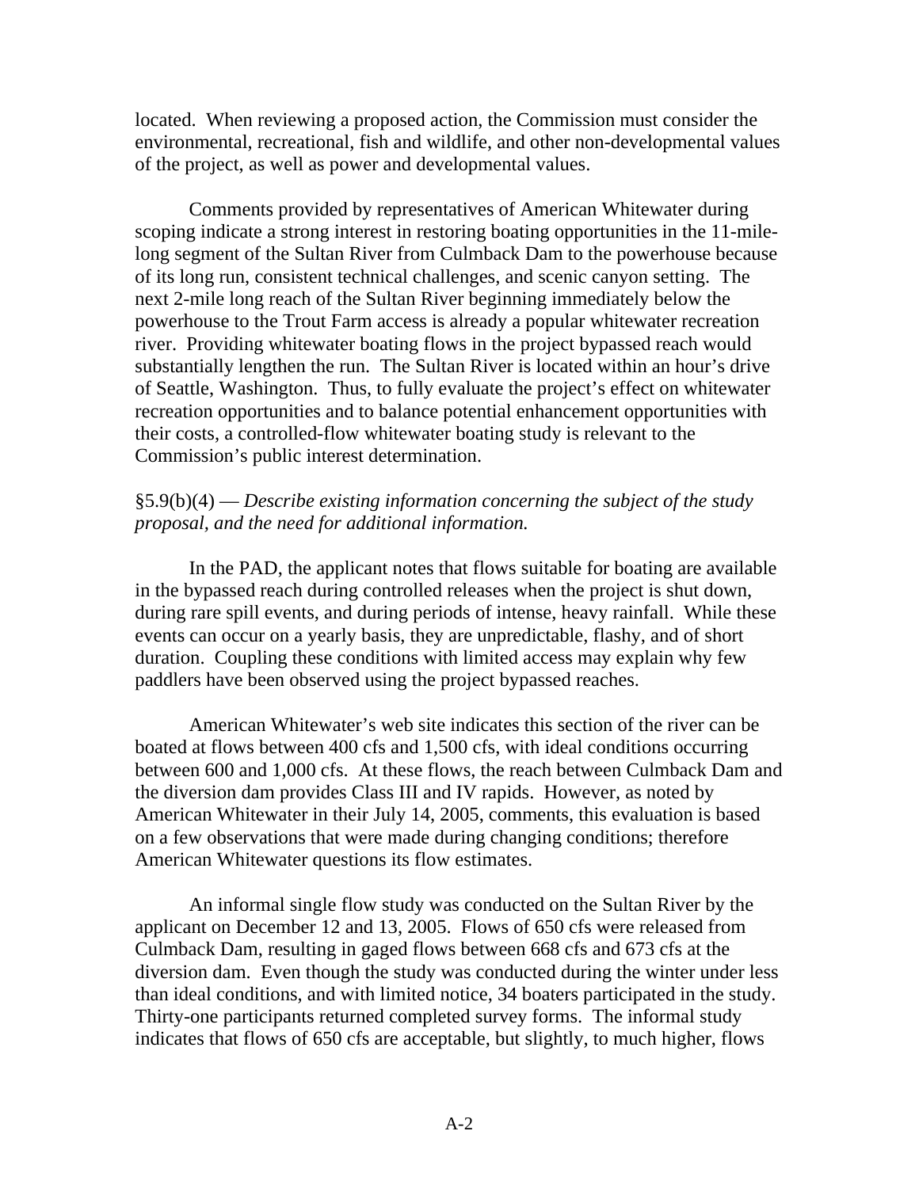located. When reviewing a proposed action, the Commission must consider the environmental, recreational, fish and wildlife, and other non-developmental values of the project, as well as power and developmental values.

Comments provided by representatives of American Whitewater during scoping indicate a strong interest in restoring boating opportunities in the 11-mile-long segment of the Sultan River from Culmback Dam to the powerhouse because of its long run, consistent technical challenges, and scenic canyon setting. The next 2-mile long reach of the Sultan River beginning immediately below the powerhouse to the Trout Farm access is already a popular whitewater recreation river. Providing whitewater boating flows in the project bypassed reach would substantially lengthen the run. The Sultan River is located within an hour's drive of Seattle, Washington. Thus, to fully evaluate the project's effect on whitewater recreation opportunities and to balance potential enhancement opportunities with their costs, a controlled-flow whitewater boating study is relevant to the Commission's public interest determination.

§5.9(b)(4) — *Describe existing information concerning the subject of the study proposal, and the need for additional information.*

In the PAD, the applicant notes that flows suitable for boating are available in the bypassed reach during controlled releases when the project is shut down, during rare spill events, and during periods of intense, heavy rainfall. While these events can occur on a yearly basis, they are unpredictable, flashy, and of short duration. Coupling these conditions with limited access may explain why few paddlers have been observed using the project bypassed reaches.

American Whitewater's web site indicates this section of the river can be boated at flows between 400 cfs and 1,500 cfs, with ideal conditions occurring between 600 and 1,000 cfs. At these flows, the reach between Culmback Dam and the diversion dam provides Class III and IV rapids. However, as noted by American Whitewater in their July 14, 2005, comments, this evaluation is based on a few observations that were made during changing conditions; therefore American Whitewater questions its flow estimates.

An informal single flow study was conducted on the Sultan River by the applicant on December 12 and 13, 2005. Flows of 650 cfs were released from Culmback Dam, resulting in gaged flows between 668 cfs and 673 cfs at the diversion dam. Even though the study was conducted during the winter under less than ideal conditions, and with limited notice, 34 boaters participated in the study. Thirty-one participants returned completed survey forms. The informal study indicates that flows of 650 cfs are acceptable, but slightly, to much higher, flows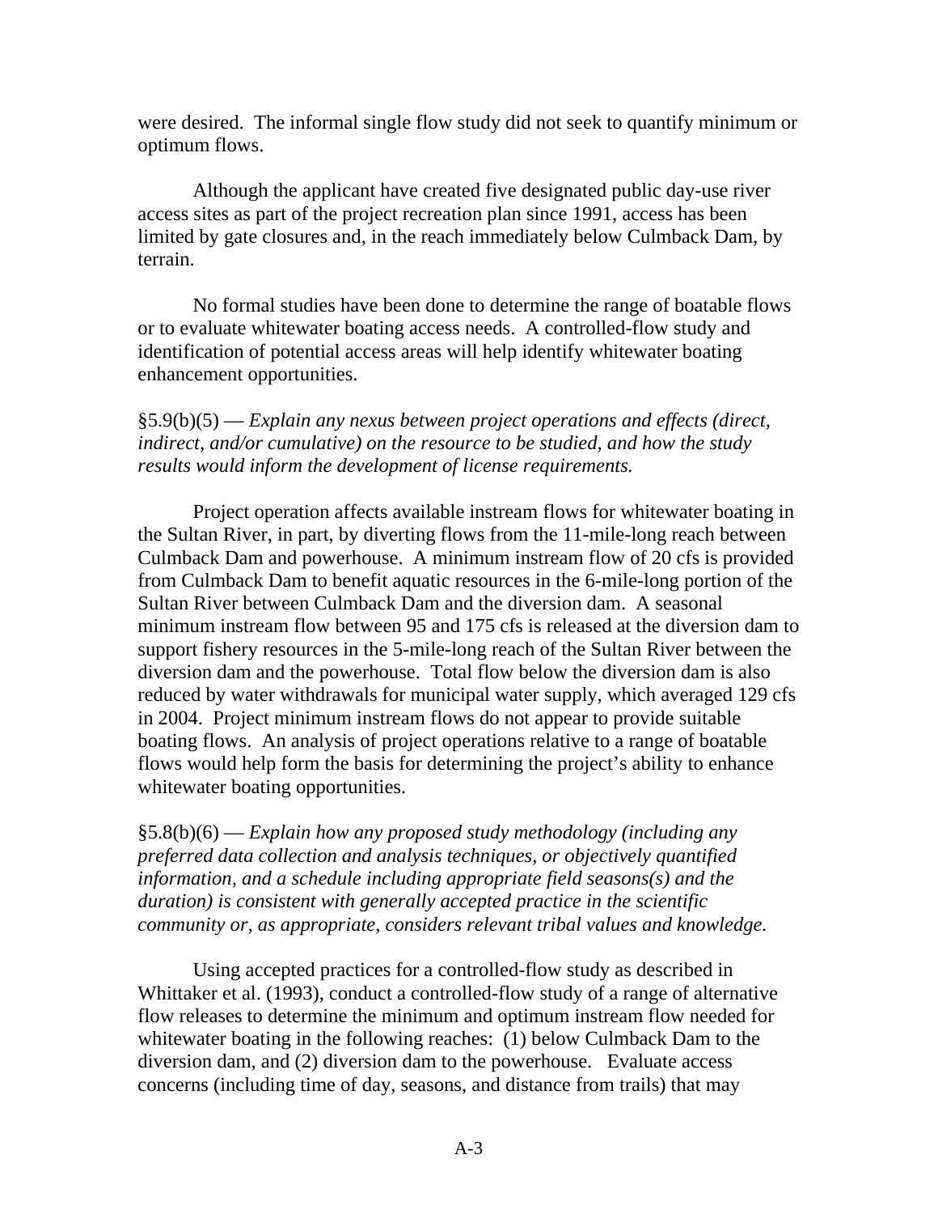were desired. The informal single flow study did not seek to quantify minimum or optimum flows.

Although the applicant have created five designated public day-use river access sites as part of the project recreation plan since 1991, access has been limited by gate closures and, in the reach immediately below Culmback Dam, by terrain.

No formal studies have been done to determine the range of boatable flows or to evaluate whitewater boating access needs. A controlled-flow study and identification of potential access areas will help identify whitewater boating enhancement opportunities.

§5.9(b)(5) — *Explain any nexus between project operations and effects (direct, indirect, and/or cumulative) on the resource to be studied, and how the study results would inform the development of license requirements.*

Project operation affects available instream flows for whitewater boating in the Sultan River, in part, by diverting flows from the 11-mile-long reach between Culmback Dam and powerhouse. A minimum instream flow of 20 cfs is provided from Culmback Dam to benefit aquatic resources in the 6-mile-long portion of the Sultan River between Culmback Dam and the diversion dam. A seasonal minimum instream flow between 95 and 175 cfs is released at the diversion dam to support fishery resources in the 5-mile-long reach of the Sultan River between the diversion dam and the powerhouse. Total flow below the diversion dam is also reduced by water withdrawals for municipal water supply, which averaged 129 cfs in 2004. Project minimum instream flows do not appear to provide suitable boating flows. An analysis of project operations relative to a range of boatable flows would help form the basis for determining the project's ability to enhance whitewater boating opportunities.

§5.8(b)(6) — *Explain how any proposed study methodology (including any preferred data collection and analysis techniques, or objectively quantified information, and a schedule including appropriate field seasons(s) and the duration) is consistent with generally accepted practice in the scientific community or, as appropriate, considers relevant tribal values and knowledge.*

Using accepted practices for a controlled-flow study as described in Whittaker et al. (1993), conduct a controlled-flow study of a range of alternative flow releases to determine the minimum and optimum instream flow needed for whitewater boating in the following reaches: (1) below Culmback Dam to the diversion dam, and (2) diversion dam to the powerhouse. Evaluate access concerns (including time of day, seasons, and distance from trails) that may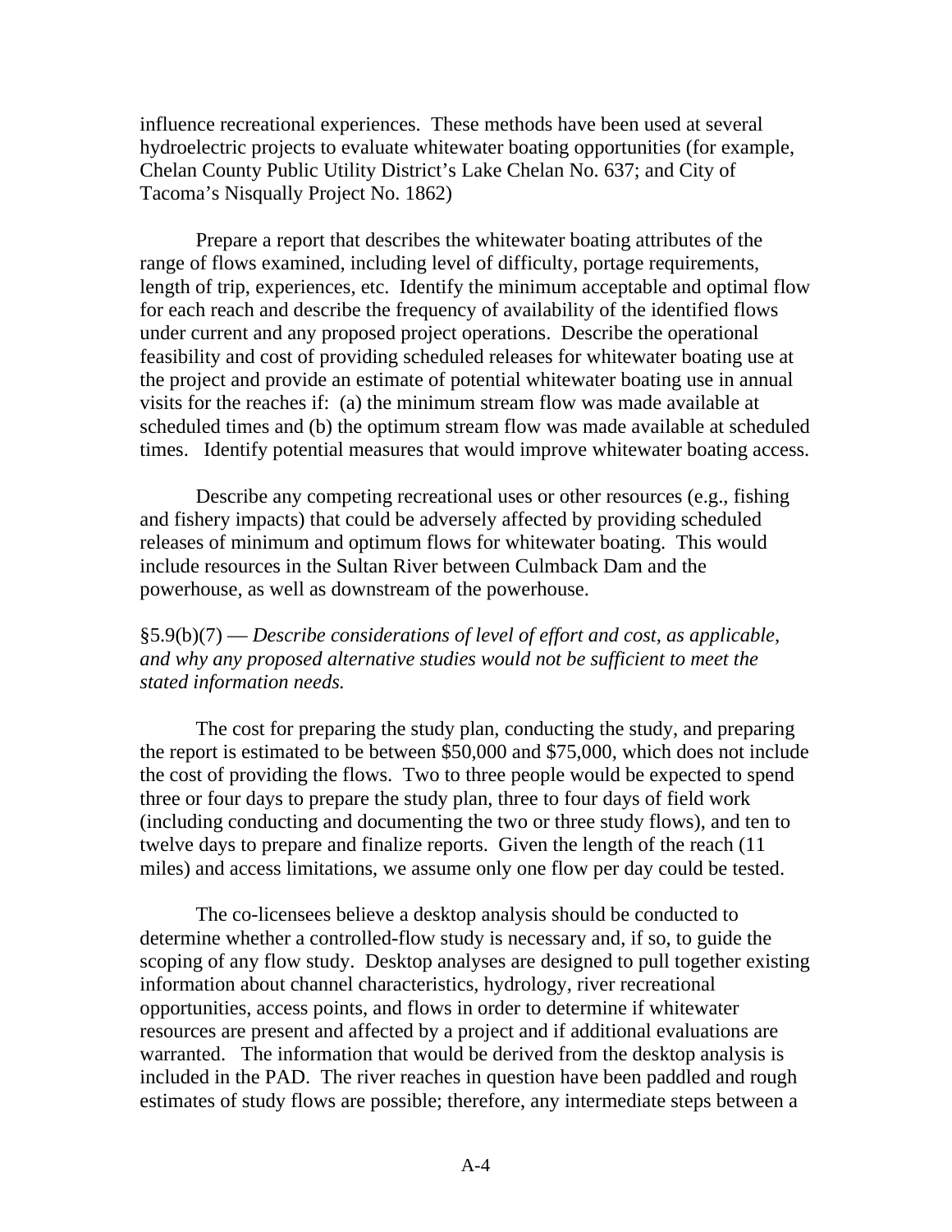influence recreational experiences. These methods have been used at several hydroelectric projects to evaluate whitewater boating opportunities (for example, Chelan County Public Utility District's Lake Chelan No. 637; and City of Tacoma's Nisqually Project No. 1862)

Prepare a report that describes the whitewater boating attributes of the range of flows examined, including level of difficulty, portage requirements, length of trip, experiences, etc. Identify the minimum acceptable and optimal flow for each reach and describe the frequency of availability of the identified flows under current and any proposed project operations. Describe the operational feasibility and cost of providing scheduled releases for whitewater boating use at the project and provide an estimate of potential whitewater boating use in annual visits for the reaches if: (a) the minimum stream flow was made available at scheduled times and (b) the optimum stream flow was made available at scheduled times. Identify potential measures that would improve whitewater boating access.

Describe any competing recreational uses or other resources (e.g., fishing and fishery impacts) that could be adversely affected by providing scheduled releases of minimum and optimum flows for whitewater boating. This would include resources in the Sultan River between Culmback Dam and the powerhouse, as well as downstream of the powerhouse.

§5.9(b)(7) — *Describe considerations of level of effort and cost, as applicable, and why any proposed alternative studies would not be sufficient to meet the stated information needs.*

The cost for preparing the study plan, conducting the study, and preparing the report is estimated to be between $50,000 and $75,000, which does not include the cost of providing the flows. Two to three people would be expected to spend three or four days to prepare the study plan, three to four days of field work (including conducting and documenting the two or three study flows), and ten to twelve days to prepare and finalize reports. Given the length of the reach (11 miles) and access limitations, we assume only one flow per day could be tested.

The co-licensees believe a desktop analysis should be conducted to determine whether a controlled-flow study is necessary and, if so, to guide the scoping of any flow study. Desktop analyses are designed to pull together existing information about channel characteristics, hydrology, river recreational opportunities, access points, and flows in order to determine if whitewater resources are present and affected by a project and if additional evaluations are warranted. The information that would be derived from the desktop analysis is included in the PAD. The river reaches in question have been paddled and rough estimates of study flows are possible; therefore, any intermediate steps between a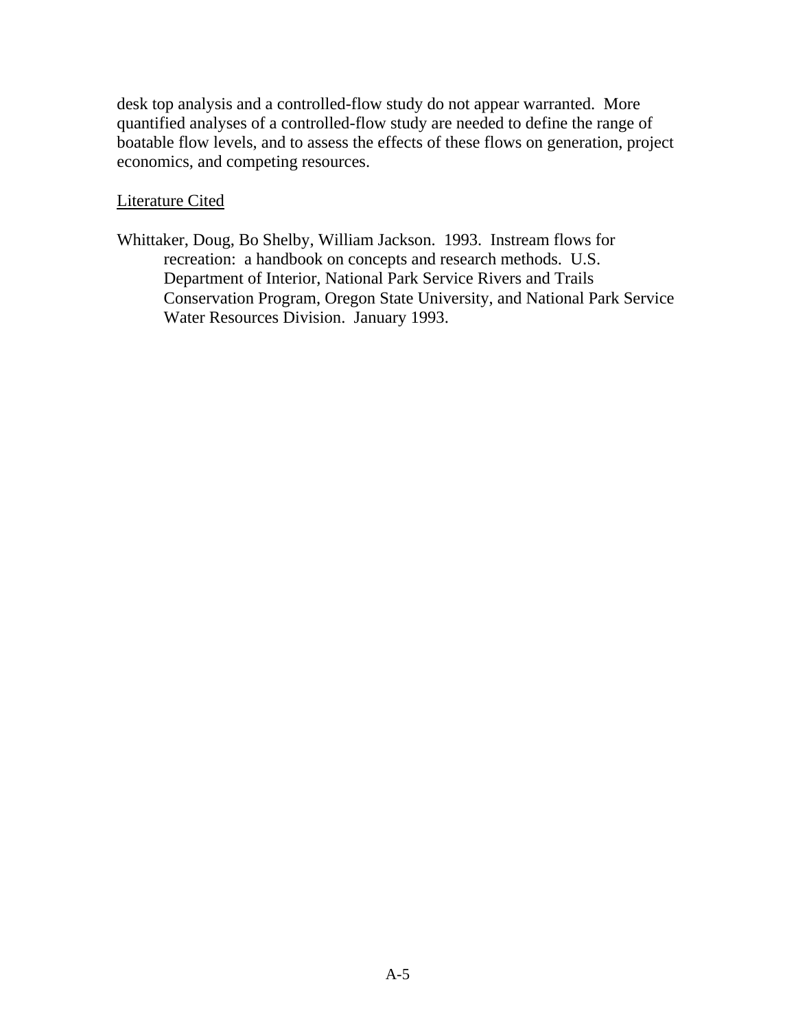desk top analysis and a controlled-flow study do not appear warranted. More quantified analyses of a controlled-flow study are needed to define the range of boatable flow levels, and to assess the effects of these flows on generation, project economics, and competing resources.

<u>Literature Cited</u>

Whittaker, Doug, Bo Shelby, William Jackson. 1993. Instream flows for recreation: a handbook on concepts and research methods. U.S. Department of Interior, National Park Service Rivers and Trails Conservation Program, Oregon State University, and National Park Service Water Resources Division. January 1993.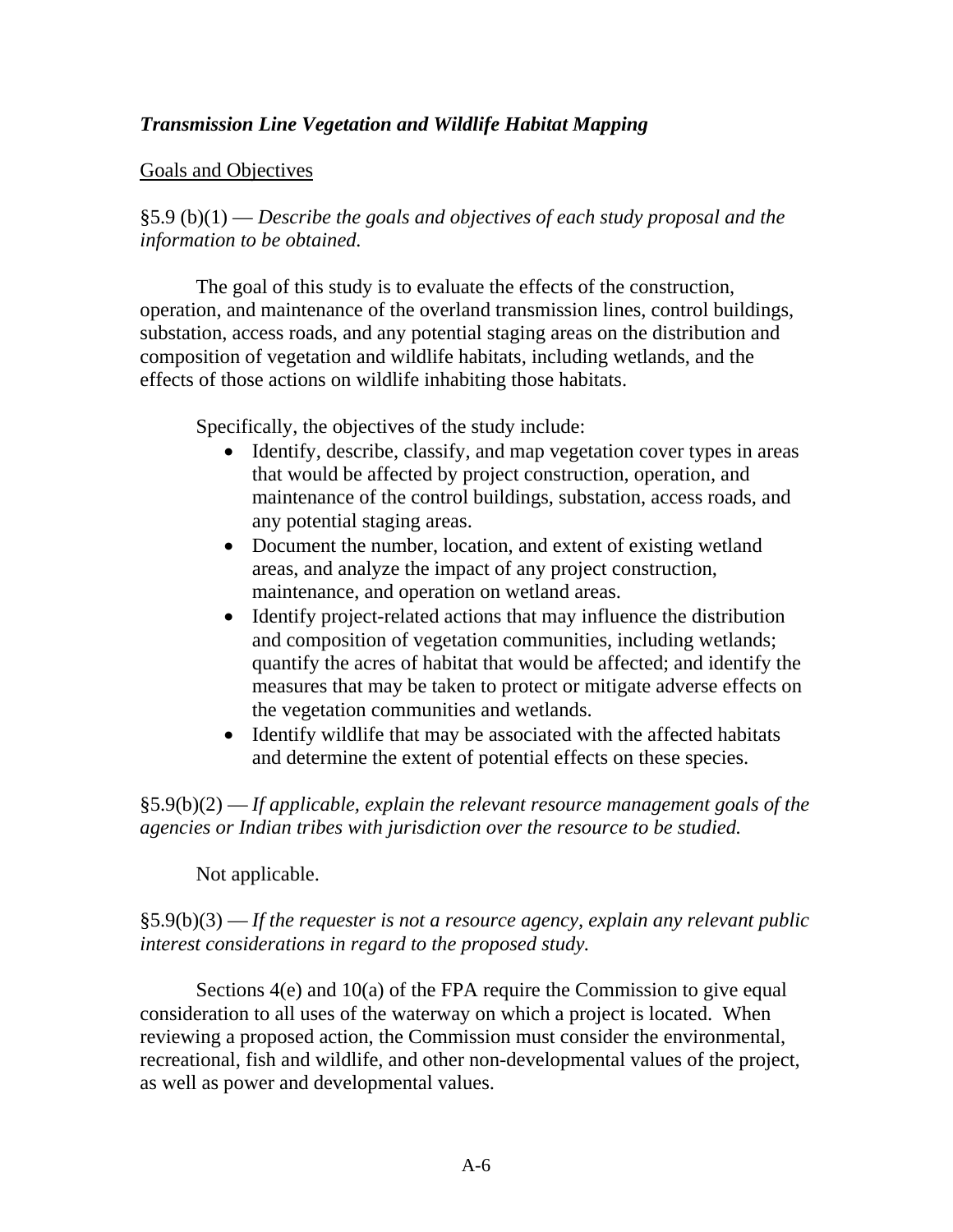### *Transmission Line Vegetation and Wildlife Habitat Mapping*

Goals and Objectives

§5.9 (b)(1) — *Describe the goals and objectives of each study proposal and the information to be obtained.*

The goal of this study is to evaluate the effects of the construction, operation, and maintenance of the overland transmission lines, control buildings, substation, access roads, and any potential staging areas on the distribution and composition of vegetation and wildlife habitats, including wetlands, and the effects of those actions on wildlife inhabiting those habitats.

Specifically, the objectives of the study include:

- Identify, describe, classify, and map vegetation cover types in areas that would be affected by project construction, operation, and maintenance of the control buildings, substation, access roads, and any potential staging areas.
- Document the number, location, and extent of existing wetland areas, and analyze the impact of any project construction, maintenance, and operation on wetland areas.
- Identify project-related actions that may influence the distribution and composition of vegetation communities, including wetlands; quantify the acres of habitat that would be affected; and identify the measures that may be taken to protect or mitigate adverse effects on the vegetation communities and wetlands.
- Identify wildlife that may be associated with the affected habitats and determine the extent of potential effects on these species.

§5.9(b)(2) — *If applicable, explain the relevant resource management goals of the agencies or Indian tribes with jurisdiction over the resource to be studied.*

Not applicable.

§5.9(b)(3) — *If the requester is not a resource agency, explain any relevant public interest considerations in regard to the proposed study.*

Sections 4(e) and 10(a) of the FPA require the Commission to give equal consideration to all uses of the waterway on which a project is located. When reviewing a proposed action, the Commission must consider the environmental, recreational, fish and wildlife, and other non-developmental values of the project, as well as power and developmental values.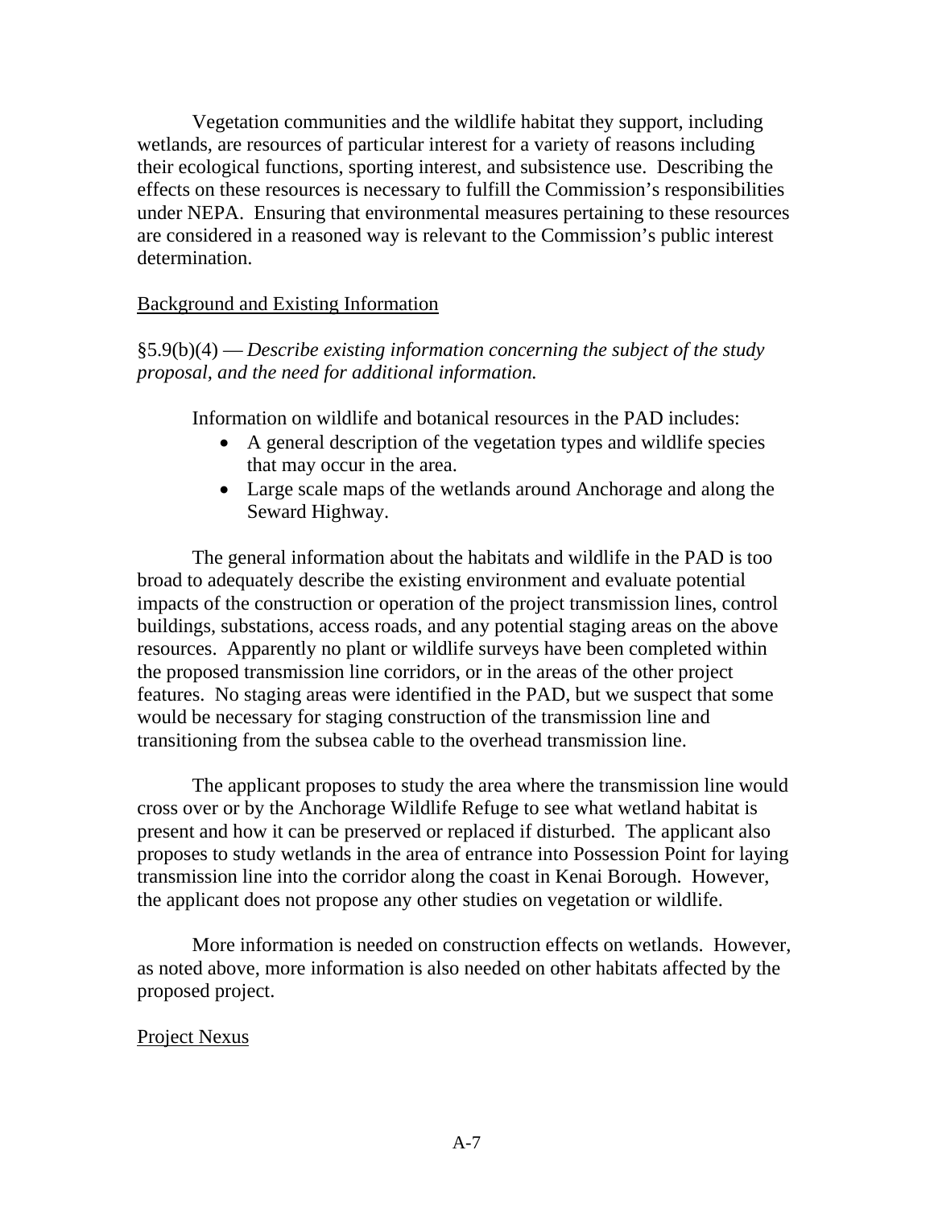Vegetation communities and the wildlife habitat they support, including wetlands, are resources of particular interest for a variety of reasons including their ecological functions, sporting interest, and subsistence use. Describing the effects on these resources is necessary to fulfill the Commission's responsibilities under NEPA. Ensuring that environmental measures pertaining to these resources are considered in a reasoned way is relevant to the Commission's public interest determination.

<u>Background and Existing Information</u>

§5.9(b)(4) — *Describe existing information concerning the subject of the study proposal, and the need for additional information.*

Information on wildlife and botanical resources in the PAD includes:

- A general description of the vegetation types and wildlife species that may occur in the area.
- Large scale maps of the wetlands around Anchorage and along the Seward Highway.

The general information about the habitats and wildlife in the PAD is too broad to adequately describe the existing environment and evaluate potential impacts of the construction or operation of the project transmission lines, control buildings, substations, access roads, and any potential staging areas on the above resources. Apparently no plant or wildlife surveys have been completed within the proposed transmission line corridors, or in the areas of the other project features. No staging areas were identified in the PAD, but we suspect that some would be necessary for staging construction of the transmission line and transitioning from the subsea cable to the overhead transmission line.

The applicant proposes to study the area where the transmission line would cross over or by the Anchorage Wildlife Refuge to see what wetland habitat is present and how it can be preserved or replaced if disturbed. The applicant also proposes to study wetlands in the area of entrance into Possession Point for laying transmission line into the corridor along the coast in Kenai Borough. However, the applicant does not propose any other studies on vegetation or wildlife.

More information is needed on construction effects on wetlands. However, as noted above, more information is also needed on other habitats affected by the proposed project.

<u>Project Nexus</u>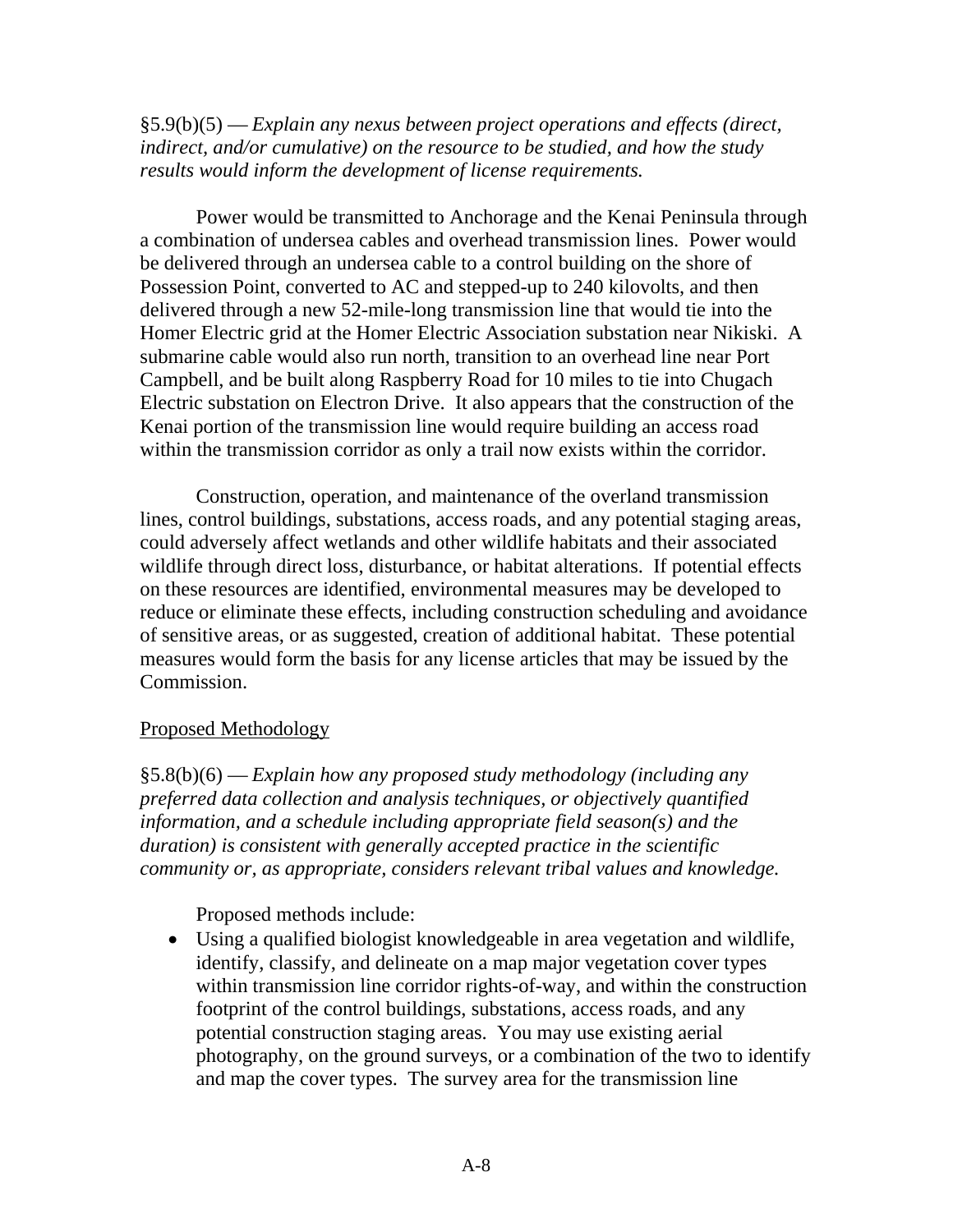§5.9(b)(5) — *Explain any nexus between project operations and effects (direct, indirect, and/or cumulative) on the resource to be studied, and how the study results would inform the development of license requirements.*

Power would be transmitted to Anchorage and the Kenai Peninsula through a combination of undersea cables and overhead transmission lines. Power would be delivered through an undersea cable to a control building on the shore of Possession Point, converted to AC and stepped-up to 240 kilovolts, and then delivered through a new 52-mile-long transmission line that would tie into the Homer Electric grid at the Homer Electric Association substation near Nikiski. A submarine cable would also run north, transition to an overhead line near Port Campbell, and be built along Raspberry Road for 10 miles to tie into Chugach Electric substation on Electron Drive. It also appears that the construction of the Kenai portion of the transmission line would require building an access road within the transmission corridor as only a trail now exists within the corridor.

Construction, operation, and maintenance of the overland transmission lines, control buildings, substations, access roads, and any potential staging areas, could adversely affect wetlands and other wildlife habitats and their associated wildlife through direct loss, disturbance, or habitat alterations. If potential effects on these resources are identified, environmental measures may be developed to reduce or eliminate these effects, including construction scheduling and avoidance of sensitive areas, or as suggested, creation of additional habitat. These potential measures would form the basis for any license articles that may be issued by the Commission.

<u>Proposed Methodology</u>

§5.8(b)(6) — *Explain how any proposed study methodology (including any preferred data collection and analysis techniques, or objectively quantified information, and a schedule including appropriate field season(s) and the duration) is consistent with generally accepted practice in the scientific community or, as appropriate, considers relevant tribal values and knowledge.*

Proposed methods include:

- Using a qualified biologist knowledgeable in area vegetation and wildlife, identify, classify, and delineate on a map major vegetation cover types within transmission line corridor rights-of-way, and within the construction footprint of the control buildings, substations, access roads, and any potential construction staging areas. You may use existing aerial photography, on the ground surveys, or a combination of the two to identify and map the cover types. The survey area for the transmission line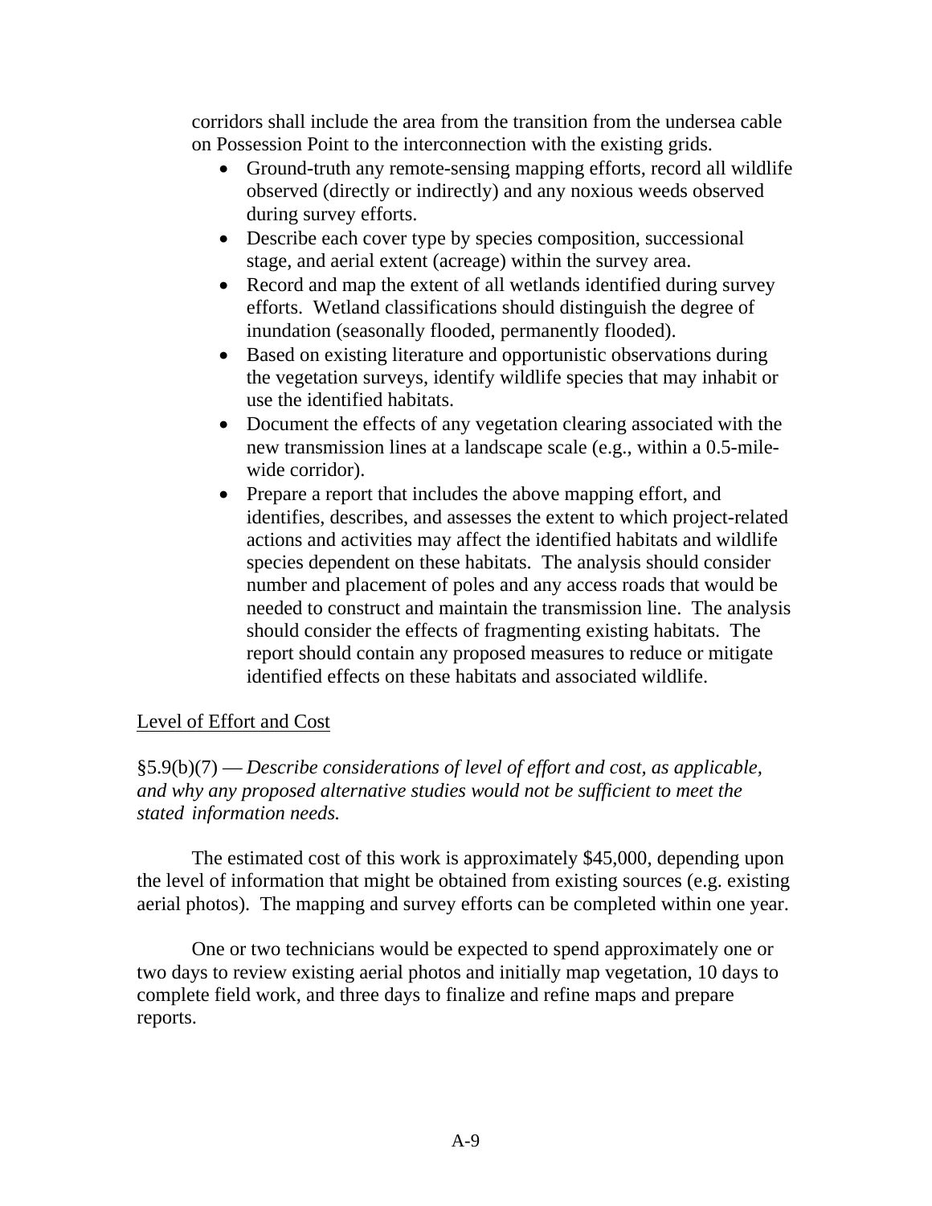corridors shall include the area from the transition from the undersea cable on Possession Point to the interconnection with the existing grids.

- Ground-truth any remote-sensing mapping efforts, record all wildlife observed (directly or indirectly) and any noxious weeds observed during survey efforts.
- Describe each cover type by species composition, successional stage, and aerial extent (acreage) within the survey area.
- Record and map the extent of all wetlands identified during survey efforts. Wetland classifications should distinguish the degree of inundation (seasonally flooded, permanently flooded).
- Based on existing literature and opportunistic observations during the vegetation surveys, identify wildlife species that may inhabit or use the identified habitats.
- Document the effects of any vegetation clearing associated with the new transmission lines at a landscape scale (e.g., within a 0.5-mile-wide corridor).
- Prepare a report that includes the above mapping effort, and identifies, describes, and assesses the extent to which project-related actions and activities may affect the identified habitats and wildlife species dependent on these habitats. The analysis should consider number and placement of poles and any access roads that would be needed to construct and maintain the transmission line. The analysis should consider the effects of fragmenting existing habitats. The report should contain any proposed measures to reduce or mitigate identified effects on these habitats and associated wildlife.

Level of Effort and Cost

§5.9(b)(7) — *Describe considerations of level of effort and cost, as applicable, and why any proposed alternative studies would not be sufficient to meet the stated information needs.*

The estimated cost of this work is approximately $45,000, depending upon the level of information that might be obtained from existing sources (e.g. existing aerial photos). The mapping and survey efforts can be completed within one year.

One or two technicians would be expected to spend approximately one or two days to review existing aerial photos and initially map vegetation, 10 days to complete field work, and three days to finalize and refine maps and prepare reports.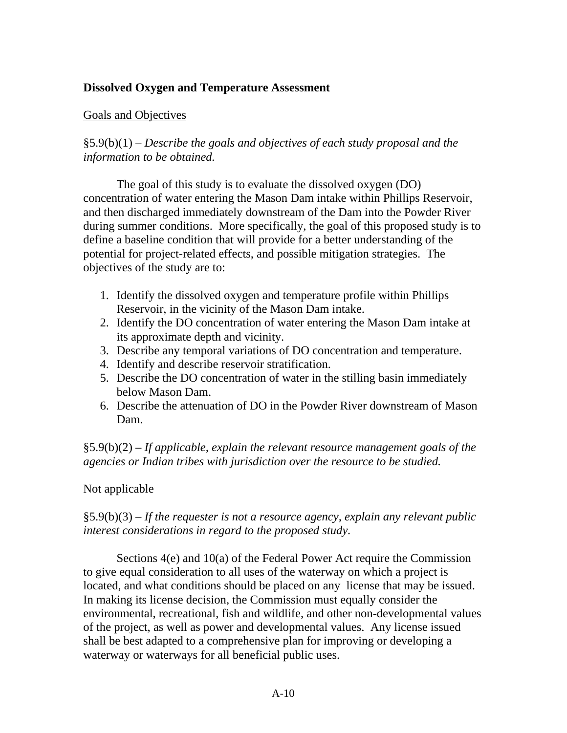**Dissolved Oxygen and Temperature Assessment**

<u>Goals and Objectives</u>

§5.9(b)(1) – *Describe the goals and objectives of each study proposal and the information to be obtained.*

The goal of this study is to evaluate the dissolved oxygen (DO) concentration of water entering the Mason Dam intake within Phillips Reservoir, and then discharged immediately downstream of the Dam into the Powder River during summer conditions. More specifically, the goal of this proposed study is to define a baseline condition that will provide for a better understanding of the potential for project-related effects, and possible mitigation strategies. The objectives of the study are to:

1. Identify the dissolved oxygen and temperature profile within Phillips Reservoir, in the vicinity of the Mason Dam intake.
2. Identify the DO concentration of water entering the Mason Dam intake at its approximate depth and vicinity.
3. Describe any temporal variations of DO concentration and temperature.
4. Identify and describe reservoir stratification.
5. Describe the DO concentration of water in the stilling basin immediately below Mason Dam.
6. Describe the attenuation of DO in the Powder River downstream of Mason Dam.

§5.9(b)(2) – *If applicable, explain the relevant resource management goals of the agencies or Indian tribes with jurisdiction over the resource to be studied.*

Not applicable

§5.9(b)(3) – *If the requester is not a resource agency, explain any relevant public interest considerations in regard to the proposed study.*

Sections 4(e) and 10(a) of the Federal Power Act require the Commission to give equal consideration to all uses of the waterway on which a project is located, and what conditions should be placed on any license that may be issued. In making its license decision, the Commission must equally consider the environmental, recreational, fish and wildlife, and other non-developmental values of the project, as well as power and developmental values. Any license issued shall be best adapted to a comprehensive plan for improving or developing a waterway or waterways for all beneficial public uses.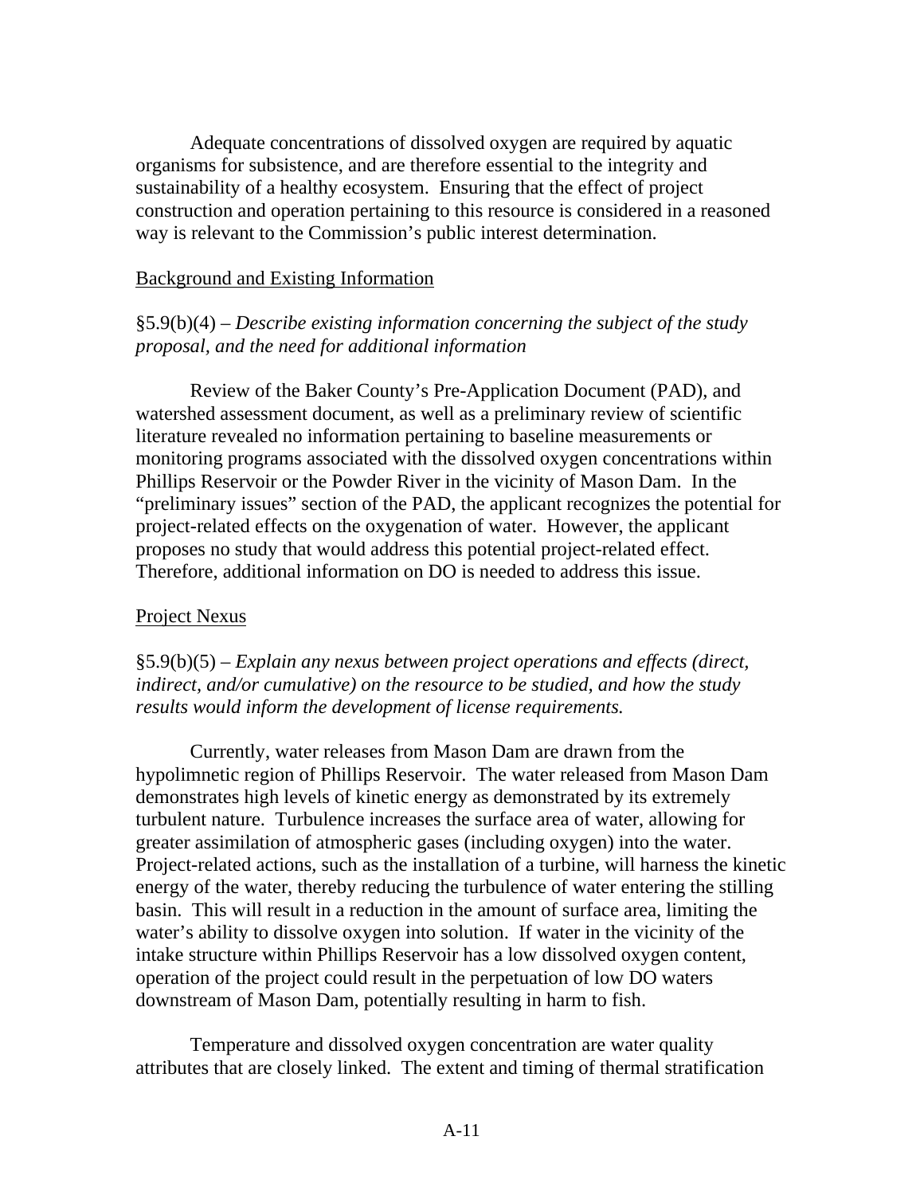Adequate concentrations of dissolved oxygen are required by aquatic organisms for subsistence, and are therefore essential to the integrity and sustainability of a healthy ecosystem. Ensuring that the effect of project construction and operation pertaining to this resource is considered in a reasoned way is relevant to the Commission's public interest determination.

<u>Background and Existing Information</u>

§5.9(b)(4) – *Describe existing information concerning the subject of the study proposal, and the need for additional information*

Review of the Baker County's Pre-Application Document (PAD), and watershed assessment document, as well as a preliminary review of scientific literature revealed no information pertaining to baseline measurements or monitoring programs associated with the dissolved oxygen concentrations within Phillips Reservoir or the Powder River in the vicinity of Mason Dam. In the "preliminary issues" section of the PAD, the applicant recognizes the potential for project-related effects on the oxygenation of water. However, the applicant proposes no study that would address this potential project-related effect. Therefore, additional information on DO is needed to address this issue.

<u>Project Nexus</u>

§5.9(b)(5) – *Explain any nexus between project operations and effects (direct, indirect, and/or cumulative) on the resource to be studied, and how the study results would inform the development of license requirements.*

Currently, water releases from Mason Dam are drawn from the hypolimnetic region of Phillips Reservoir. The water released from Mason Dam demonstrates high levels of kinetic energy as demonstrated by its extremely turbulent nature. Turbulence increases the surface area of water, allowing for greater assimilation of atmospheric gases (including oxygen) into the water. Project-related actions, such as the installation of a turbine, will harness the kinetic energy of the water, thereby reducing the turbulence of water entering the stilling basin. This will result in a reduction in the amount of surface area, limiting the water's ability to dissolve oxygen into solution. If water in the vicinity of the intake structure within Phillips Reservoir has a low dissolved oxygen content, operation of the project could result in the perpetuation of low DO waters downstream of Mason Dam, potentially resulting in harm to fish.

Temperature and dissolved oxygen concentration are water quality attributes that are closely linked. The extent and timing of thermal stratification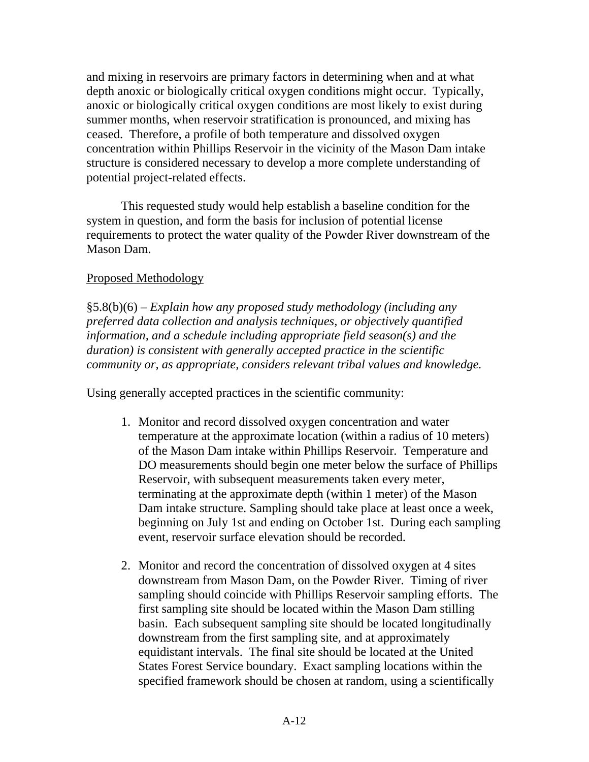and mixing in reservoirs are primary factors in determining when and at what depth anoxic or biologically critical oxygen conditions might occur. Typically, anoxic or biologically critical oxygen conditions are most likely to exist during summer months, when reservoir stratification is pronounced, and mixing has ceased. Therefore, a profile of both temperature and dissolved oxygen concentration within Phillips Reservoir in the vicinity of the Mason Dam intake structure is considered necessary to develop a more complete understanding of potential project-related effects.

This requested study would help establish a baseline condition for the system in question, and form the basis for inclusion of potential license requirements to protect the water quality of the Powder River downstream of the Mason Dam.

<u>Proposed Methodology</u>

§5.8(b)(6) – *Explain how any proposed study methodology (including any preferred data collection and analysis techniques, or objectively quantified information, and a schedule including appropriate field season(s) and the duration) is consistent with generally accepted practice in the scientific community or, as appropriate, considers relevant tribal values and knowledge.*

Using generally accepted practices in the scientific community:

1. Monitor and record dissolved oxygen concentration and water temperature at the approximate location (within a radius of 10 meters) of the Mason Dam intake within Phillips Reservoir. Temperature and DO measurements should begin one meter below the surface of Phillips Reservoir, with subsequent measurements taken every meter, terminating at the approximate depth (within 1 meter) of the Mason Dam intake structure. Sampling should take place at least once a week, beginning on July 1st and ending on October 1st. During each sampling event, reservoir surface elevation should be recorded.

2. Monitor and record the concentration of dissolved oxygen at 4 sites downstream from Mason Dam, on the Powder River. Timing of river sampling should coincide with Phillips Reservoir sampling efforts. The first sampling site should be located within the Mason Dam stilling basin. Each subsequent sampling site should be located longitudinally downstream from the first sampling site, and at approximately equidistant intervals. The final site should be located at the United States Forest Service boundary. Exact sampling locations within the specified framework should be chosen at random, using a scientifically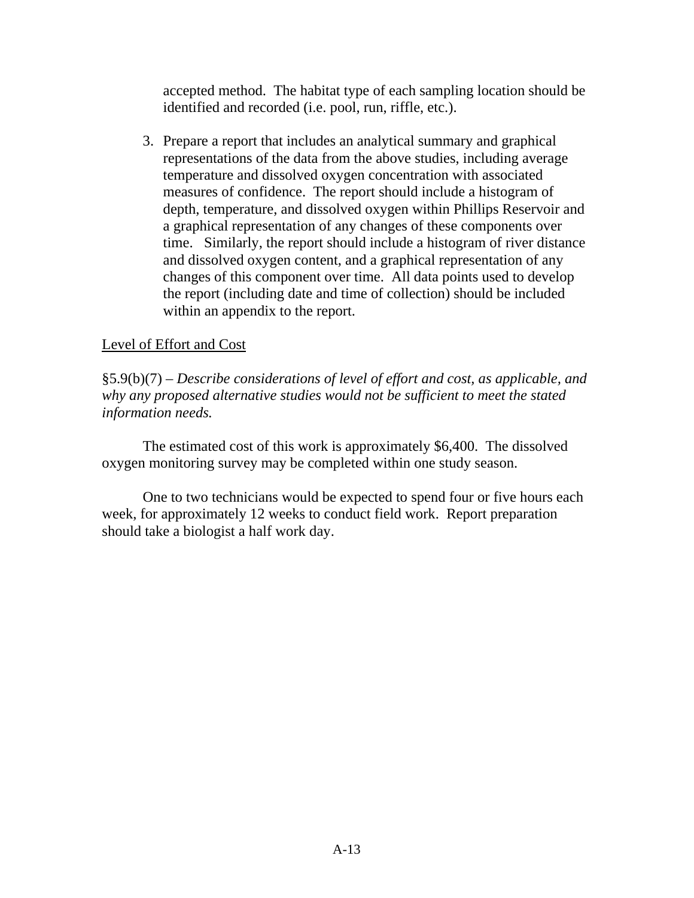accepted method. The habitat type of each sampling location should be identified and recorded (i.e. pool, run, riffle, etc.).

3. Prepare a report that includes an analytical summary and graphical representations of the data from the above studies, including average temperature and dissolved oxygen concentration with associated measures of confidence. The report should include a histogram of depth, temperature, and dissolved oxygen within Phillips Reservoir and a graphical representation of any changes of these components over time. Similarly, the report should include a histogram of river distance and dissolved oxygen content, and a graphical representation of any changes of this component over time. All data points used to develop the report (including date and time of collection) should be included within an appendix to the report.

<u>Level of Effort and Cost</u>

§5.9(b)(7) – *Describe considerations of level of effort and cost, as applicable, and why any proposed alternative studies would not be sufficient to meet the stated information needs.*

The estimated cost of this work is approximately $6,400. The dissolved oxygen monitoring survey may be completed within one study season.

One to two technicians would be expected to spend four or five hours each week, for approximately 12 weeks to conduct field work. Report preparation should take a biologist a half work day.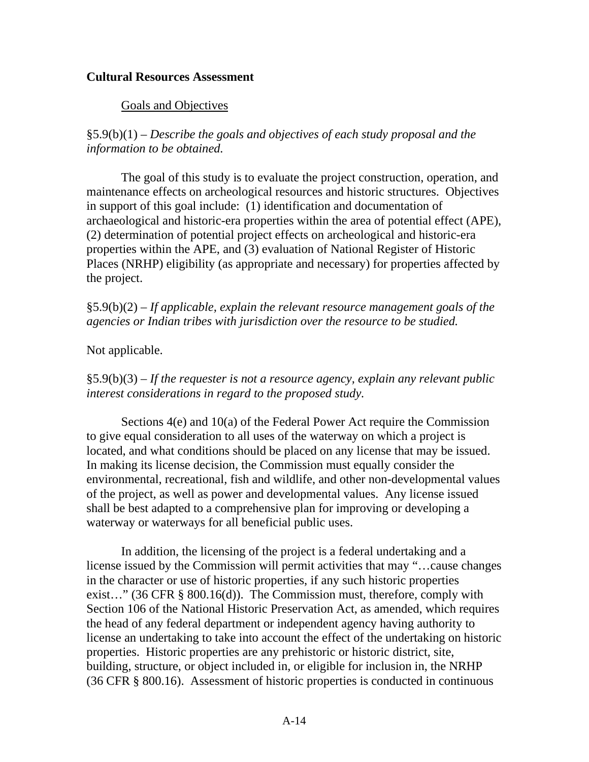**Cultural Resources Assessment**

Goals and Objectives

§5.9(b)(1) – *Describe the goals and objectives of each study proposal and the information to be obtained.*

The goal of this study is to evaluate the project construction, operation, and maintenance effects on archeological resources and historic structures. Objectives in support of this goal include: (1) identification and documentation of archaeological and historic-era properties within the area of potential effect (APE), (2) determination of potential project effects on archeological and historic-era properties within the APE, and (3) evaluation of National Register of Historic Places (NRHP) eligibility (as appropriate and necessary) for properties affected by the project.

§5.9(b)(2) – *If applicable, explain the relevant resource management goals of the agencies or Indian tribes with jurisdiction over the resource to be studied.*

Not applicable.

§5.9(b)(3) – *If the requester is not a resource agency, explain any relevant public interest considerations in regard to the proposed study.*

Sections 4(e) and 10(a) of the Federal Power Act require the Commission to give equal consideration to all uses of the waterway on which a project is located, and what conditions should be placed on any license that may be issued. In making its license decision, the Commission must equally consider the environmental, recreational, fish and wildlife, and other non-developmental values of the project, as well as power and developmental values. Any license issued shall be best adapted to a comprehensive plan for improving or developing a waterway or waterways for all beneficial public uses.

In addition, the licensing of the project is a federal undertaking and a license issued by the Commission will permit activities that may "…cause changes in the character or use of historic properties, if any such historic properties exist…" (36 CFR § 800.16(d)). The Commission must, therefore, comply with Section 106 of the National Historic Preservation Act, as amended, which requires the head of any federal department or independent agency having authority to license an undertaking to take into account the effect of the undertaking on historic properties. Historic properties are any prehistoric or historic district, site, building, structure, or object included in, or eligible for inclusion in, the NRHP (36 CFR § 800.16). Assessment of historic properties is conducted in continuous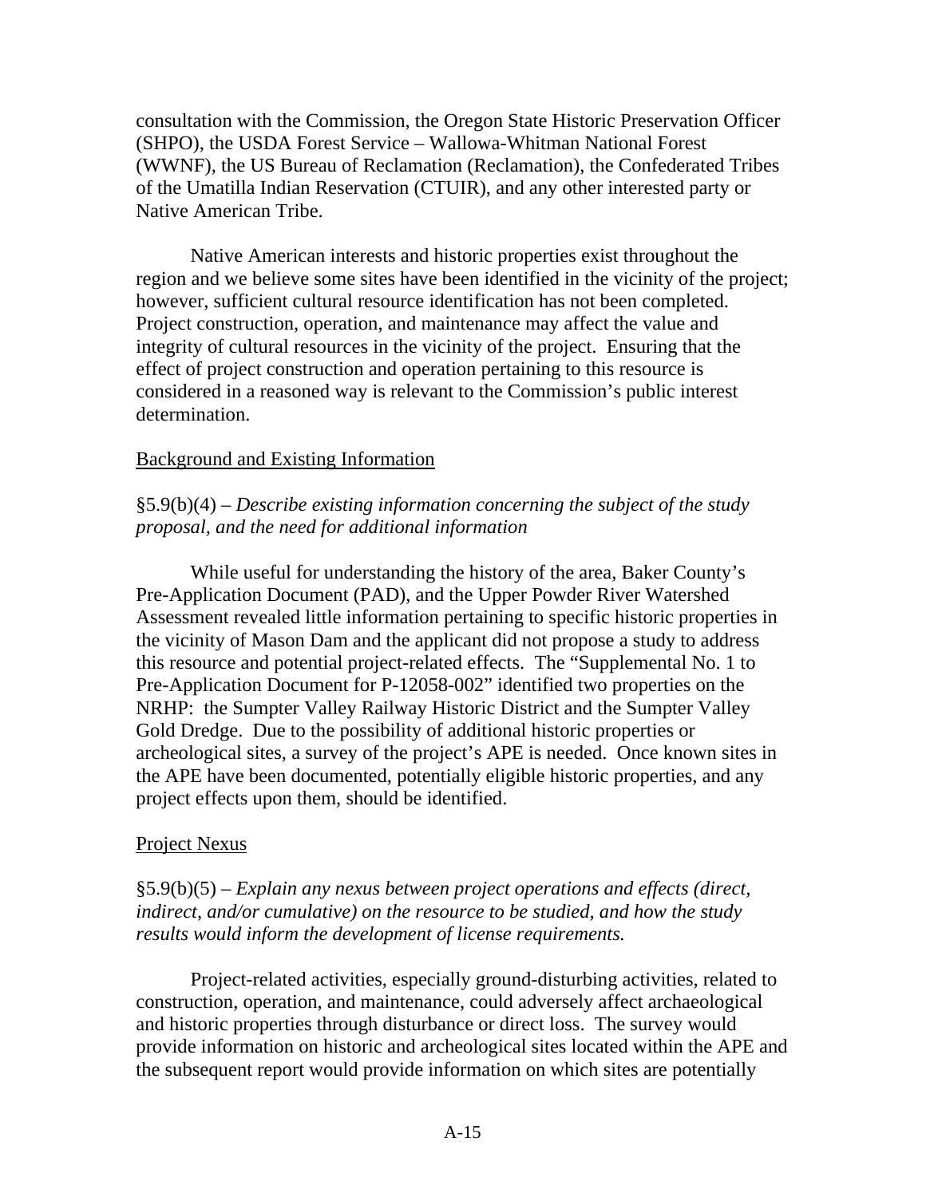consultation with the Commission, the Oregon State Historic Preservation Officer (SHPO), the USDA Forest Service – Wallowa-Whitman National Forest (WWNF), the US Bureau of Reclamation (Reclamation), the Confederated Tribes of the Umatilla Indian Reservation (CTUIR), and any other interested party or Native American Tribe.

Native American interests and historic properties exist throughout the region and we believe some sites have been identified in the vicinity of the project; however, sufficient cultural resource identification has not been completed. Project construction, operation, and maintenance may affect the value and integrity of cultural resources in the vicinity of the project. Ensuring that the effect of project construction and operation pertaining to this resource is considered in a reasoned way is relevant to the Commission's public interest determination.

Background and Existing Information

§5.9(b)(4) – *Describe existing information concerning the subject of the study proposal, and the need for additional information*

While useful for understanding the history of the area, Baker County's Pre-Application Document (PAD), and the Upper Powder River Watershed Assessment revealed little information pertaining to specific historic properties in the vicinity of Mason Dam and the applicant did not propose a study to address this resource and potential project-related effects. The "Supplemental No. 1 to Pre-Application Document for P-12058-002" identified two properties on the NRHP: the Sumpter Valley Railway Historic District and the Sumpter Valley Gold Dredge. Due to the possibility of additional historic properties or archeological sites, a survey of the project's APE is needed. Once known sites in the APE have been documented, potentially eligible historic properties, and any project effects upon them, should be identified.

Project Nexus

§5.9(b)(5) – *Explain any nexus between project operations and effects (direct, indirect, and/or cumulative) on the resource to be studied, and how the study results would inform the development of license requirements.*

Project-related activities, especially ground-disturbing activities, related to construction, operation, and maintenance, could adversely affect archaeological and historic properties through disturbance or direct loss. The survey would provide information on historic and archeological sites located within the APE and the subsequent report would provide information on which sites are potentially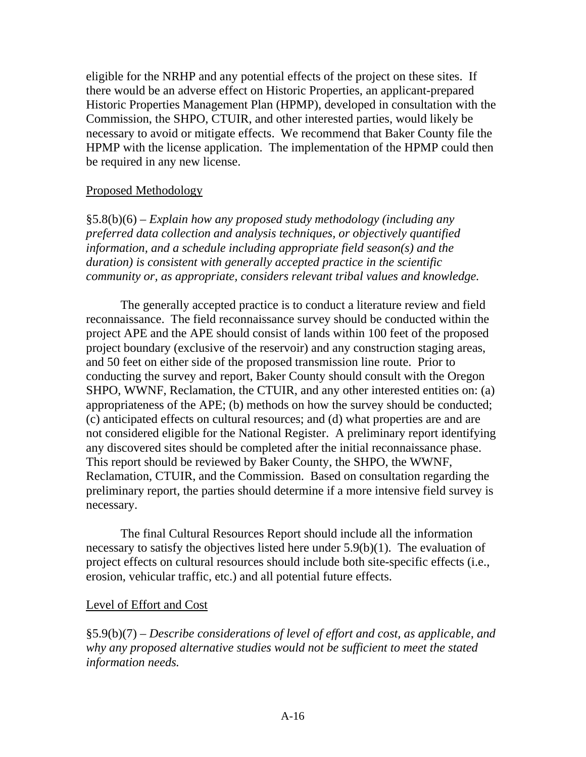eligible for the NRHP and any potential effects of the project on these sites. If there would be an adverse effect on Historic Properties, an applicant-prepared Historic Properties Management Plan (HPMP), developed in consultation with the Commission, the SHPO, CTUIR, and other interested parties, would likely be necessary to avoid or mitigate effects. We recommend that Baker County file the HPMP with the license application. The implementation of the HPMP could then be required in any new license.

Proposed Methodology

§5.8(b)(6) – *Explain how any proposed study methodology (including any preferred data collection and analysis techniques, or objectively quantified information, and a schedule including appropriate field season(s) and the duration) is consistent with generally accepted practice in the scientific community or, as appropriate, considers relevant tribal values and knowledge.*

The generally accepted practice is to conduct a literature review and field reconnaissance. The field reconnaissance survey should be conducted within the project APE and the APE should consist of lands within 100 feet of the proposed project boundary (exclusive of the reservoir) and any construction staging areas, and 50 feet on either side of the proposed transmission line route. Prior to conducting the survey and report, Baker County should consult with the Oregon SHPO, WWNF, Reclamation, the CTUIR, and any other interested entities on: (a) appropriateness of the APE; (b) methods on how the survey should be conducted; (c) anticipated effects on cultural resources; and (d) what properties are and are not considered eligible for the National Register. A preliminary report identifying any discovered sites should be completed after the initial reconnaissance phase. This report should be reviewed by Baker County, the SHPO, the WWNF, Reclamation, CTUIR, and the Commission. Based on consultation regarding the preliminary report, the parties should determine if a more intensive field survey is necessary.

The final Cultural Resources Report should include all the information necessary to satisfy the objectives listed here under 5.9(b)(1). The evaluation of project effects on cultural resources should include both site-specific effects (i.e., erosion, vehicular traffic, etc.) and all potential future effects.

Level of Effort and Cost

§5.9(b)(7) – *Describe considerations of level of effort and cost, as applicable, and why any proposed alternative studies would not be sufficient to meet the stated information needs.*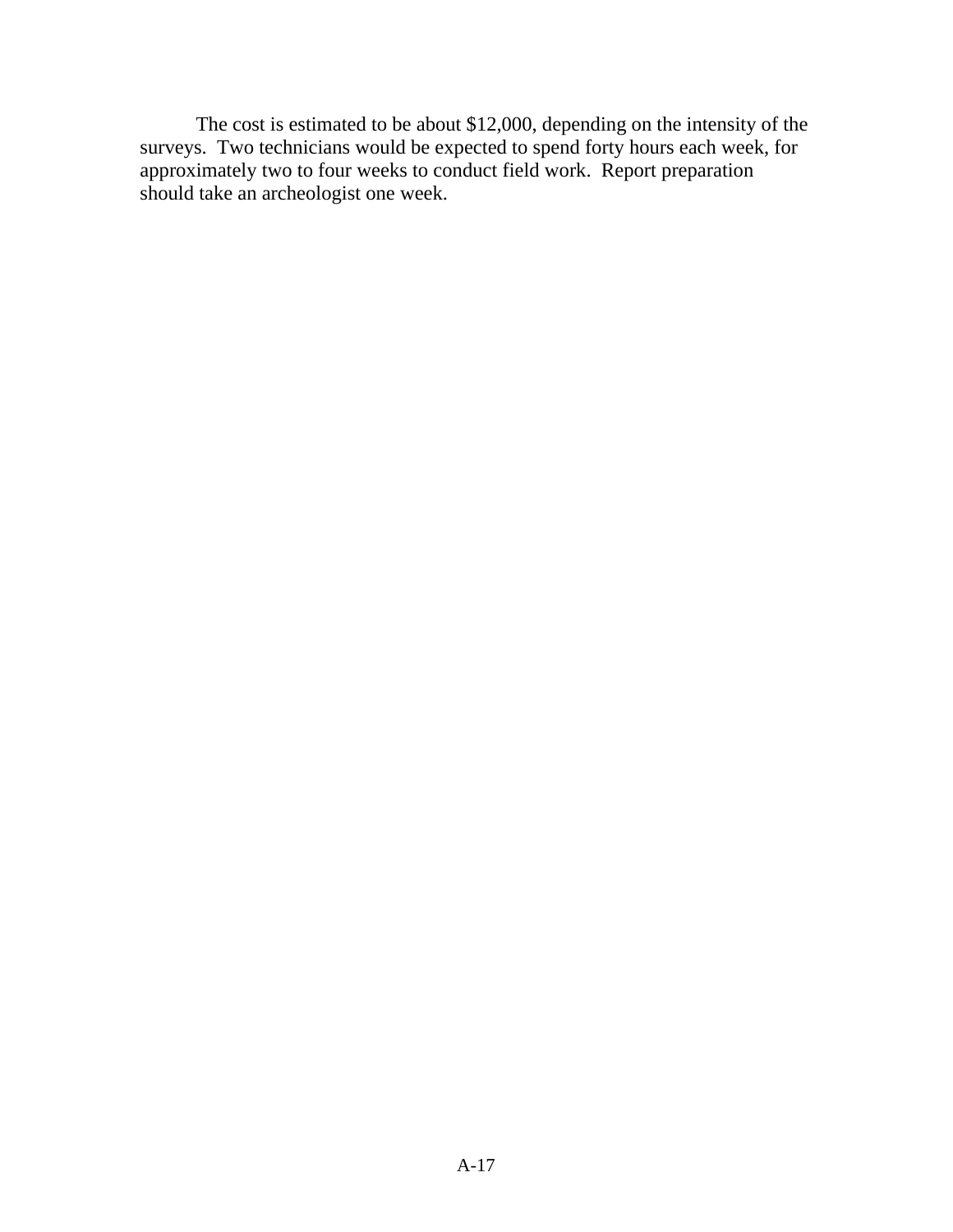The cost is estimated to be about $12,000, depending on the intensity of the surveys. Two technicians would be expected to spend forty hours each week, for approximately two to four weeks to conduct field work. Report preparation should take an archeologist one week.